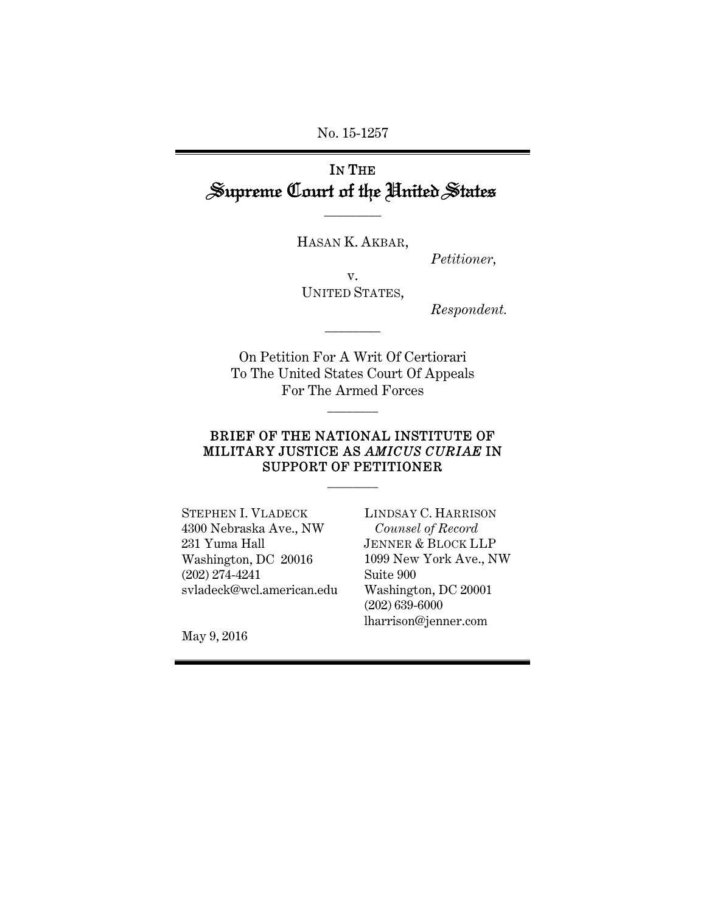No. 15-1257

# IN THE Supreme Court of the United States

————

HASAN K. AKBAR,

*Petitioner,*

v.

UNITED STATES,

*Respondent.*

————

On Petition For A Writ Of Certiorari To The United States Court Of Appeals For The Armed Forces

————

## BRIEF OF THE NATIONAL INSTITUTE OF MILITARY JUSTICE AS *AMICUS CURIAE* IN SUPPORT OF PETITIONER

————

STEPHEN I. VLADECK
4300 Nebraska Ave., NW
231 Yuma Hall
Washington, DC 20016
(202) 274-4241
svladeck@wcl.american.edu

LINDSAY C. HARRISON
*Counsel of Record*
JENNER & BLOCK LLP
1099 New York Ave., NW
Suite 900
Washington, DC 20001
(202) 639-6000
lharrison@jenner.com

May 9, 2016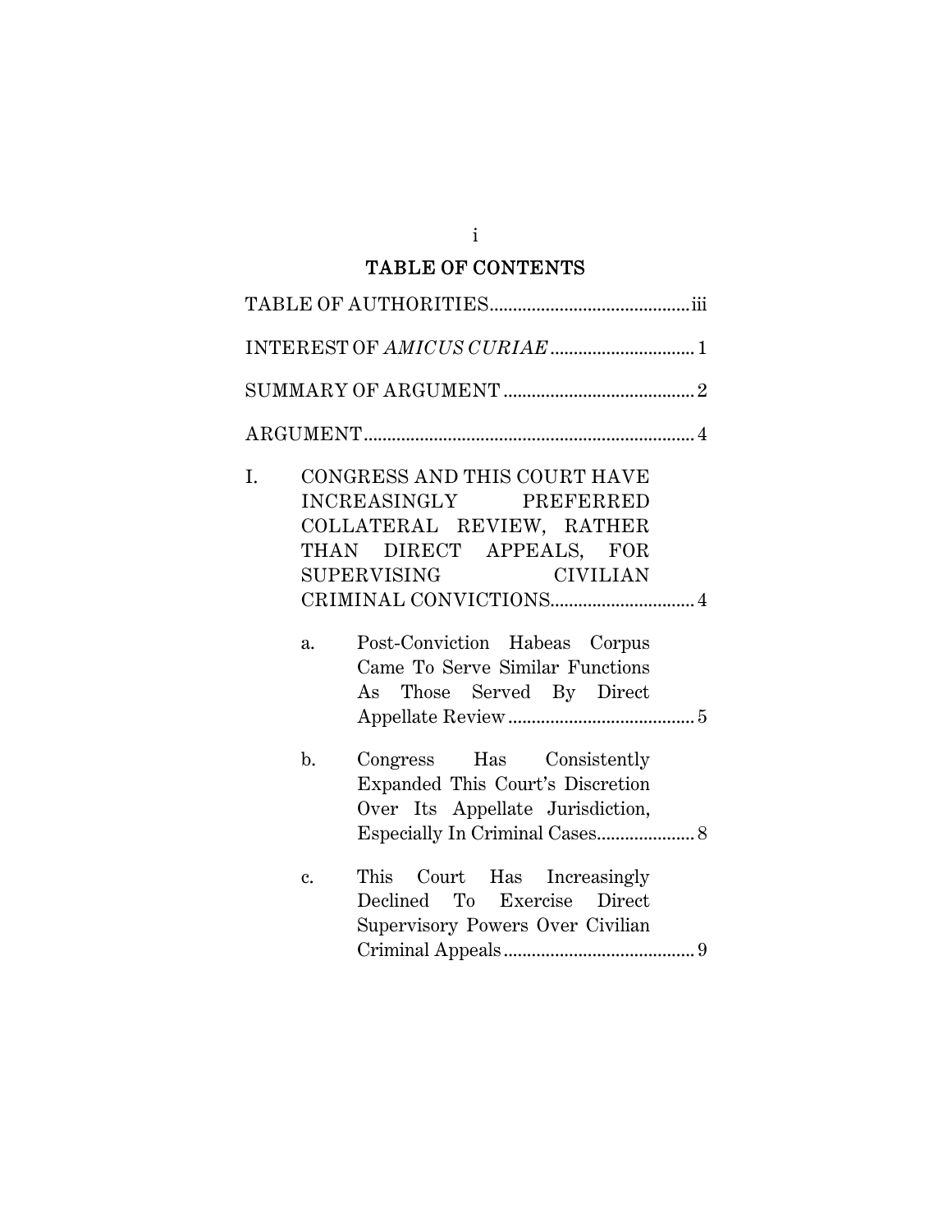# TABLE OF CONTENTS

TABLE OF AUTHORITIES ........................................... iii

INTEREST OF *AMICUS CURIAE* ............................... 1

SUMMARY OF ARGUMENT ......................................... 2

ARGUMENT ....................................................................... 4

I. CONGRESS AND THIS COURT HAVE INCREASINGLY PREFERRED COLLATERAL REVIEW, RATHER THAN DIRECT APPEALS, FOR SUPERVISING CIVILIAN CRIMINAL CONVICTIONS ............................... 4

   a. Post-Conviction Habeas Corpus Came To Serve Similar Functions As Those Served By Direct Appellate Review ........................................ 5

   b. Congress Has Consistently Expanded This Court's Discretion Over Its Appellate Jurisdiction, Especially In Criminal Cases ..................... 8

   c. This Court Has Increasingly Declined To Exercise Direct Supervisory Powers Over Civilian Criminal Appeals ......................................... 9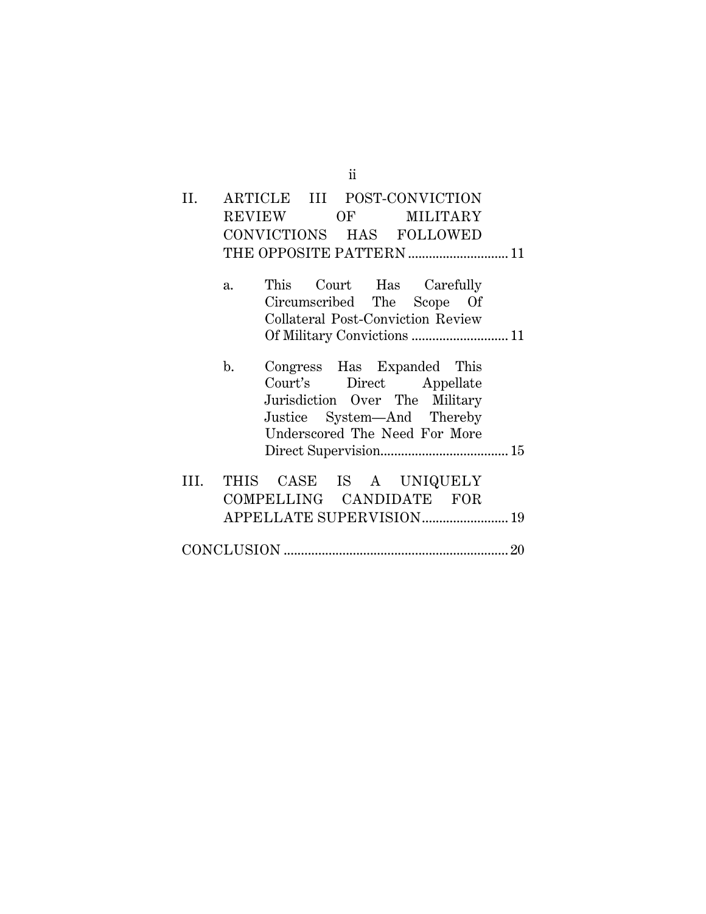II. ARTICLE III POST-CONVICTION REVIEW OF MILITARY CONVICTIONS HAS FOLLOWED THE OPPOSITE PATTERN ............................ 11

  a. This Court Has Carefully Circumscribed The Scope Of Collateral Post-Conviction Review Of Military Convictions ............................ 11

  b. Congress Has Expanded This Court's Direct Appellate Jurisdiction Over The Military Justice System—And Thereby Underscored The Need For More Direct Supervision..................................... 15

III. THIS CASE IS A UNIQUELY COMPELLING CANDIDATE FOR APPELLATE SUPERVISION......................... 19

CONCLUSION ................................................................. 20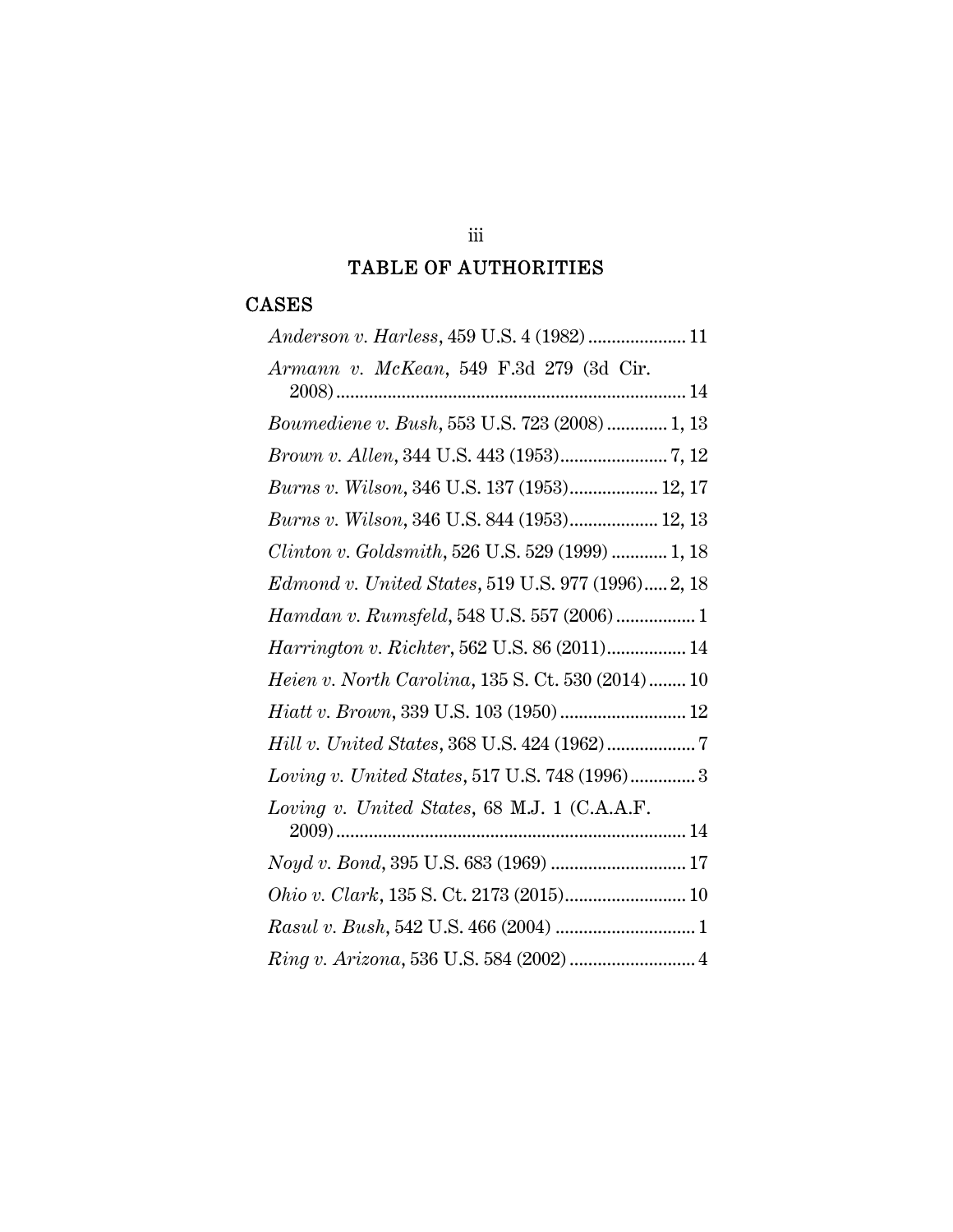## TABLE OF AUTHORITIES

### CASES

*Anderson v. Harless*, 459 U.S. 4 (1982) ..................... 11

*Armann v. McKean*, 549 F.3d 279 (3d Cir. 2008) ........................................................................... 14

*Boumediene v. Bush*, 553 U.S. 723 (2008) ............. 1, 13

*Brown v. Allen*, 344 U.S. 443 (1953)....................... 7, 12

*Burns v. Wilson*, 346 U.S. 137 (1953)................... 12, 17

*Burns v. Wilson*, 346 U.S. 844 (1953)................... 12, 13

*Clinton v. Goldsmith*, 526 U.S. 529 (1999) ............ 1, 18

*Edmond v. United States*, 519 U.S. 977 (1996)..... 2, 18

*Hamdan v. Rumsfeld*, 548 U.S. 557 (2006) ................. 1

*Harrington v. Richter*, 562 U.S. 86 (2011)................. 14

*Heien v. North Carolina*, 135 S. Ct. 530 (2014)........ 10

*Hiatt v. Brown*, 339 U.S. 103 (1950) ........................... 12

*Hill v. United States*, 368 U.S. 424 (1962)................... 7

*Loving v. United States*, 517 U.S. 748 (1996).............. 3

*Loving v. United States*, 68 M.J. 1 (C.A.A.F. 2009) ........................................................................... 14

*Noyd v. Bond*, 395 U.S. 683 (1969) ............................. 17

*Ohio v. Clark*, 135 S. Ct. 2173 (2015).......................... 10

*Rasul v. Bush*, 542 U.S. 466 (2004) .............................. 1

*Ring v. Arizona*, 536 U.S. 584 (2002) ........................... 4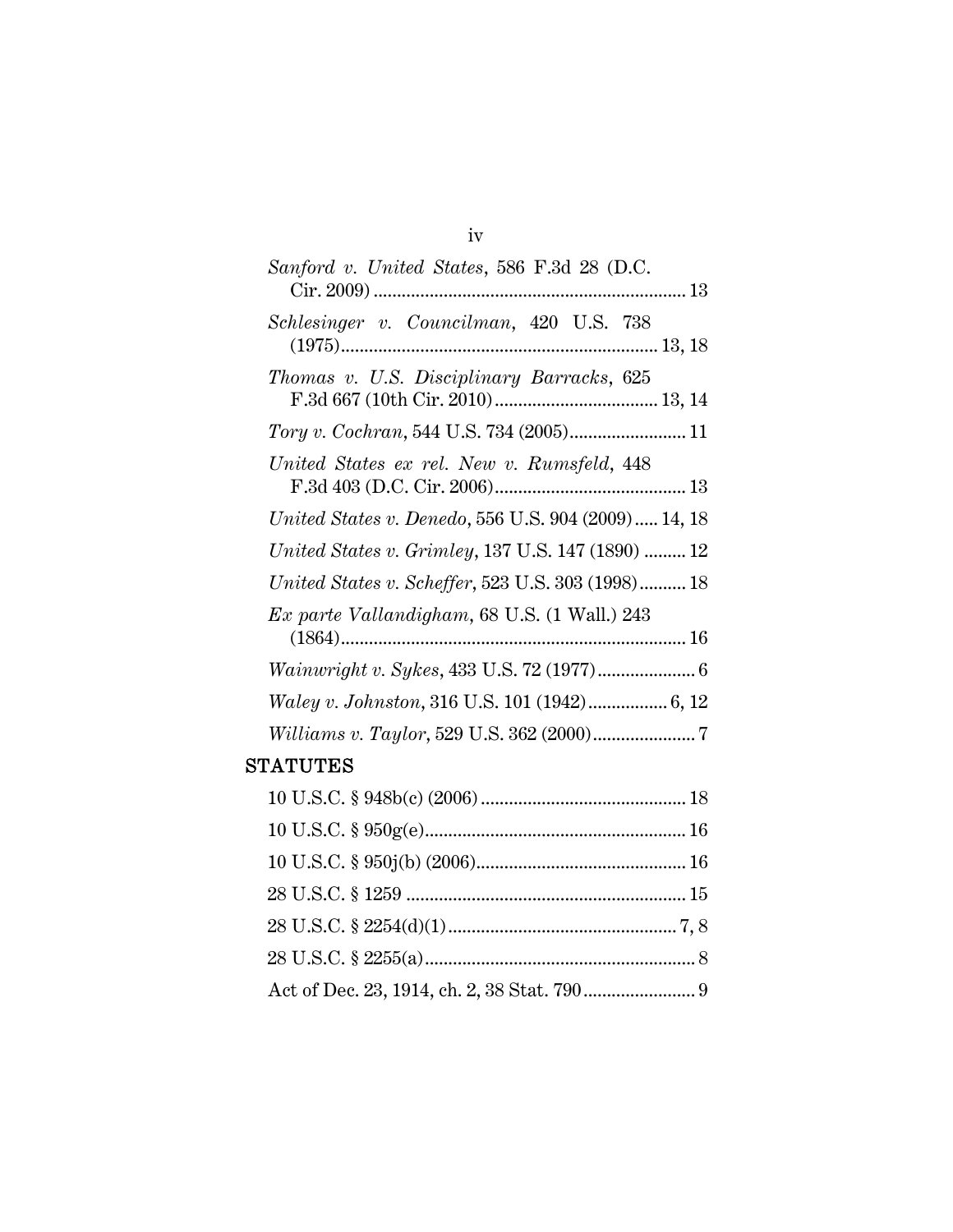*Sanford v. United States*, 586 F.3d 28 (D.C. Cir. 2009) .................................................................. 13

*Schlesinger v. Councilman*, 420 U.S. 738 (1975).................................................................. 13, 18

*Thomas v. U.S. Disciplinary Barracks*, 625 F.3d 667 (10th Cir. 2010).................................. 13, 14

*Tory v. Cochran*, 544 U.S. 734 (2005)......................... 11

*United States ex rel. New v. Rumsfeld*, 448 F.3d 403 (D.C. Cir. 2006)......................................... 13

*United States v. Denedo*, 556 U.S. 904 (2009)..... 14, 18

*United States v. Grimley*, 137 U.S. 147 (1890) ......... 12

*United States v. Scheffer*, 523 U.S. 303 (1998).......... 18

*Ex parte Vallandigham*, 68 U.S. (1 Wall.) 243 (1864).......................................................................... 16

*Wainwright v. Sykes*, 433 U.S. 72 (1977)..................... 6

*Waley v. Johnston*, 316 U.S. 101 (1942)................. 6, 12

*Williams v. Taylor*, 529 U.S. 362 (2000)...................... 7

## STATUTES

10 U.S.C. § 948b(c) (2006) ............................................ 18

10 U.S.C. § 950g(e)........................................................ 16

10 U.S.C. § 950j(b) (2006)............................................. 16

28 U.S.C. § 1259 ............................................................ 15

28 U.S.C. § 2254(d)(1)................................................. 7, 8

28 U.S.C. § 2255(a).......................................................... 8

Act of Dec. 23, 1914, ch. 2, 38 Stat. 790........................ 9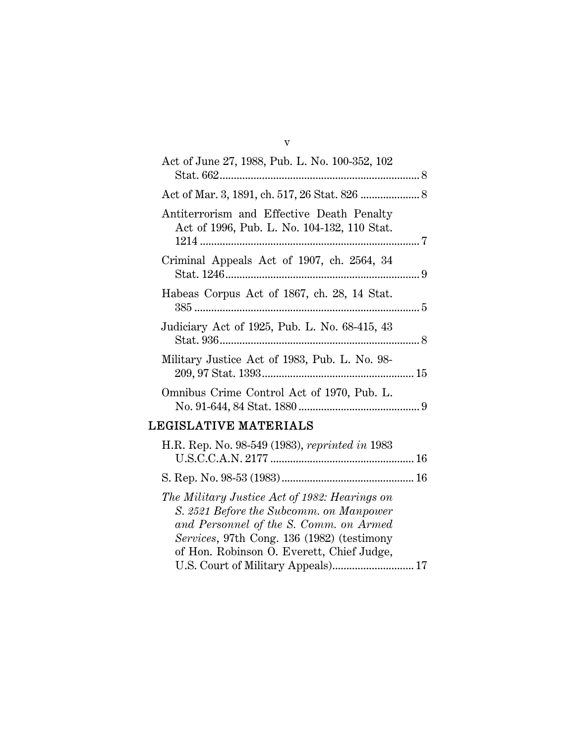Act of June 27, 1988, Pub. L. No. 100-352, 102 Stat. 662 ........................................................................ 8

Act of Mar. 3, 1891, ch. 517, 26 Stat. 826 ..................... 8

Antiterrorism and Effective Death Penalty Act of 1996, Pub. L. No. 104-132, 110 Stat. 1214 ................................................................................ 7

Criminal Appeals Act of 1907, ch. 2564, 34 Stat. 1246 ....................................................................... 9

Habeas Corpus Act of 1867, ch. 28, 14 Stat. 385 .................................................................................. 5

Judiciary Act of 1925, Pub. L. No. 68-415, 43 Stat. 936 ........................................................................ 8

Military Justice Act of 1983, Pub. L. No. 98-209, 97 Stat. 1393 ...................................................... 15

Omnibus Crime Control Act of 1970, Pub. L. No. 91-644, 84 Stat. 1880 ........................................... 9

## LEGISLATIVE MATERIALS

H.R. Rep. No. 98-549 (1983), *reprinted in* 1983 U.S.C.C.A.N. 2177 ................................................... 16

S. Rep. No. 98-53 (1983) ............................................... 16

*The Military Justice Act of 1982: Hearings on S. 2521 Before the Subcomm. on Manpower and Personnel of the S. Comm. on Armed Services*, 97th Cong. 136 (1982) (testimony of Hon. Robinson O. Everett, Chief Judge, U.S. Court of Military Appeals) ............................ 17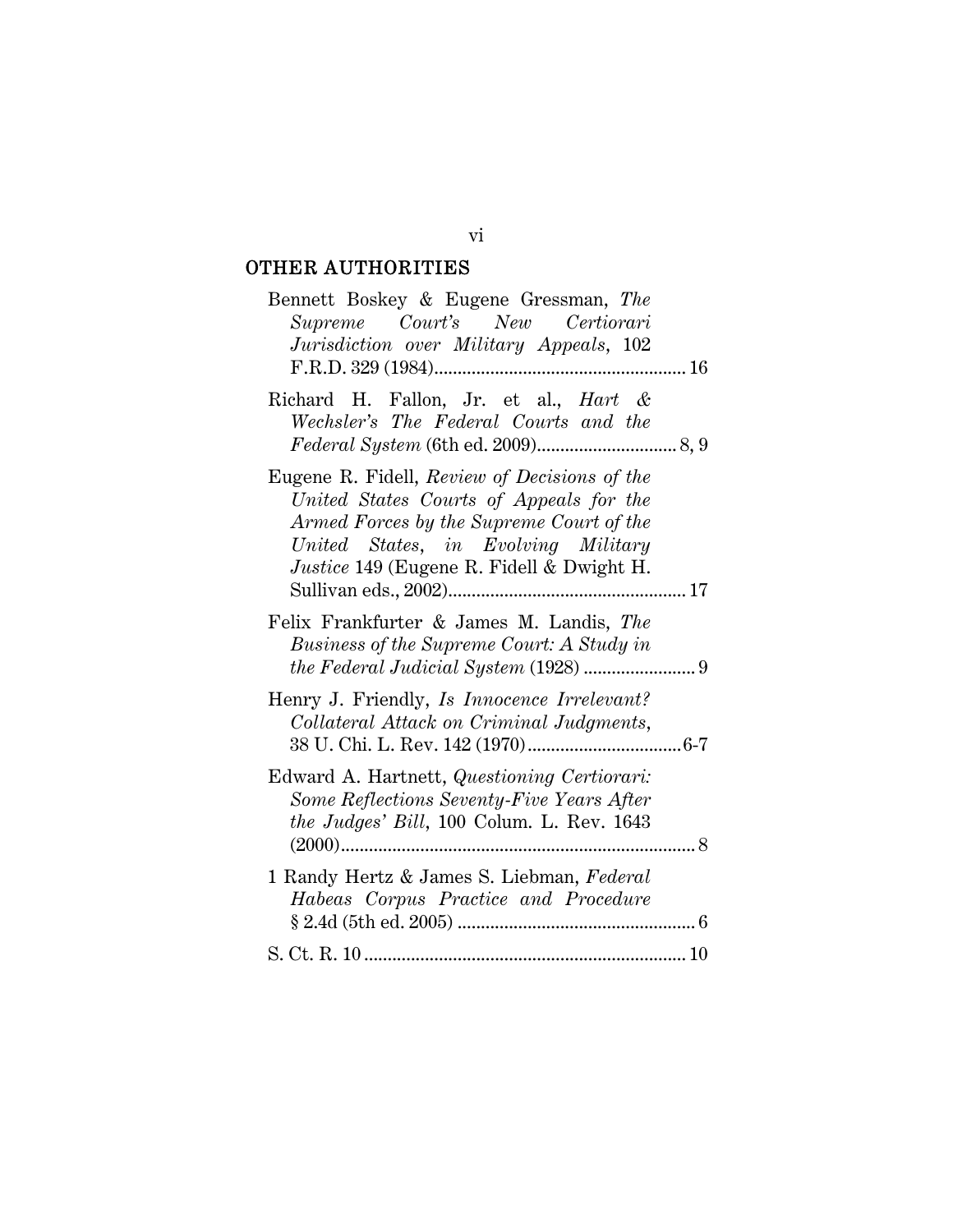## OTHER AUTHORITIES

Bennett Boskey & Eugene Gressman, *The Supreme Court's New Certiorari Jurisdiction over Military Appeals*, 102 F.R.D. 329 (1984)........................................................ 16

Richard H. Fallon, Jr. et al., *Hart & Wechsler's The Federal Courts and the Federal System* (6th ed. 2009)............................. 8, 9

Eugene R. Fidell, *Review of Decisions of the United States Courts of Appeals for the Armed Forces by the Supreme Court of the United States*, *in Evolving Military Justice* 149 (Eugene R. Fidell & Dwight H. Sullivan eds., 2002).................................................... 17

Felix Frankfurter & James M. Landis, *The Business of the Supreme Court: A Study in the Federal Judicial System* (1928) ........................ 9

Henry J. Friendly, *Is Innocence Irrelevant? Collateral Attack on Criminal Judgments*, 38 U. Chi. L. Rev. 142 (1970)................................. 6-7

Edward A. Hartnett, *Questioning Certiorari: Some Reflections Seventy-Five Years After the Judges' Bill*, 100 Colum. L. Rev. 1643 (2000)............................................................................ 8

1 Randy Hertz & James S. Liebman, *Federal Habeas Corpus Practice and Procedure* § 2.4d (5th ed. 2005) ................................................... 6

S. Ct. R. 10 .................................................................... 10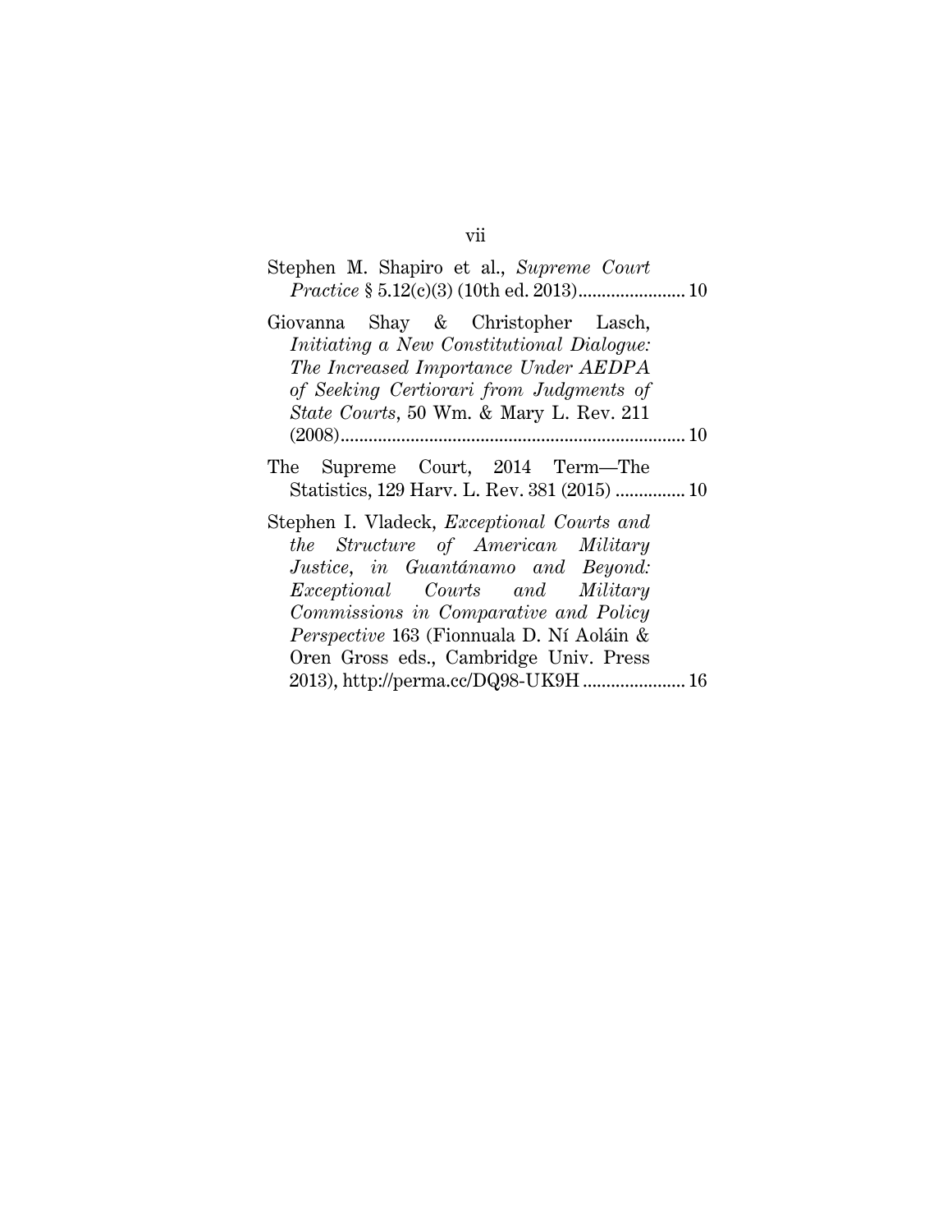Stephen M. Shapiro et al., *Supreme Court Practice* § 5.12(c)(3) (10th ed. 2013)....................... 10

Giovanna Shay & Christopher Lasch, *Initiating a New Constitutional Dialogue: The Increased Importance Under AEDPA of Seeking Certiorari from Judgments of State Courts*, 50 Wm. & Mary L. Rev. 211 (2008)........................................................................ 10

The Supreme Court, 2014 Term—The Statistics, 129 Harv. L. Rev. 381 (2015) ............... 10

Stephen I. Vladeck, *Exceptional Courts and the Structure of American Military Justice*, in *Guantánamo and Beyond: Exceptional Courts and Military Commissions in Comparative and Policy Perspective* 163 (Fionnuala D. Ní Aoláin & Oren Gross eds., Cambridge Univ. Press 2013), http://perma.cc/DQ98-UK9H ...................... 16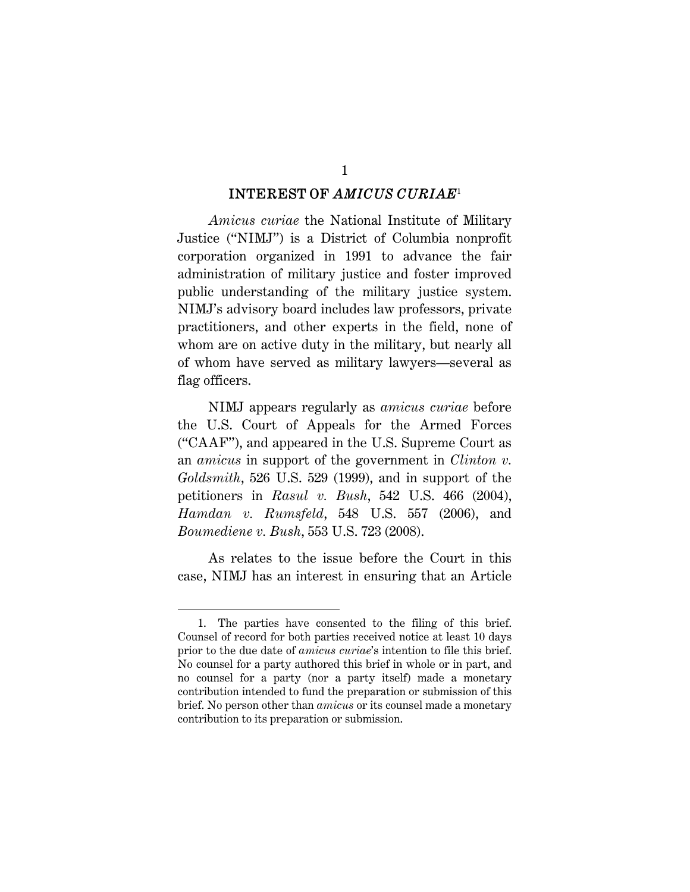## INTEREST OF *AMICUS CURIAE*[1]

*Amicus curiae* the National Institute of Military Justice ("NIMJ") is a District of Columbia nonprofit corporation organized in 1991 to advance the fair administration of military justice and foster improved public understanding of the military justice system. NIMJ's advisory board includes law professors, private practitioners, and other experts in the field, none of whom are on active duty in the military, but nearly all of whom have served as military lawyers—several as flag officers.

NIMJ appears regularly as *amicus curiae* before the U.S. Court of Appeals for the Armed Forces ("CAAF"), and appeared in the U.S. Supreme Court as an *amicus* in support of the government in *Clinton v. Goldsmith*, 526 U.S. 529 (1999), and in support of the petitioners in *Rasul v. Bush*, 542 U.S. 466 (2004), *Hamdan v. Rumsfeld*, 548 U.S. 557 (2006), and *Boumediene v. Bush*, 553 U.S. 723 (2008).

As relates to the issue before the Court in this case, NIMJ has an interest in ensuring that an Article

---

1. The parties have consented to the filing of this brief. Counsel of record for both parties received notice at least 10 days prior to the due date of *amicus curiae*'s intention to file this brief. No counsel for a party authored this brief in whole or in part, and no counsel for a party (nor a party itself) made a monetary contribution intended to fund the preparation or submission of this brief. No person other than *amicus* or its counsel made a monetary contribution to its preparation or submission.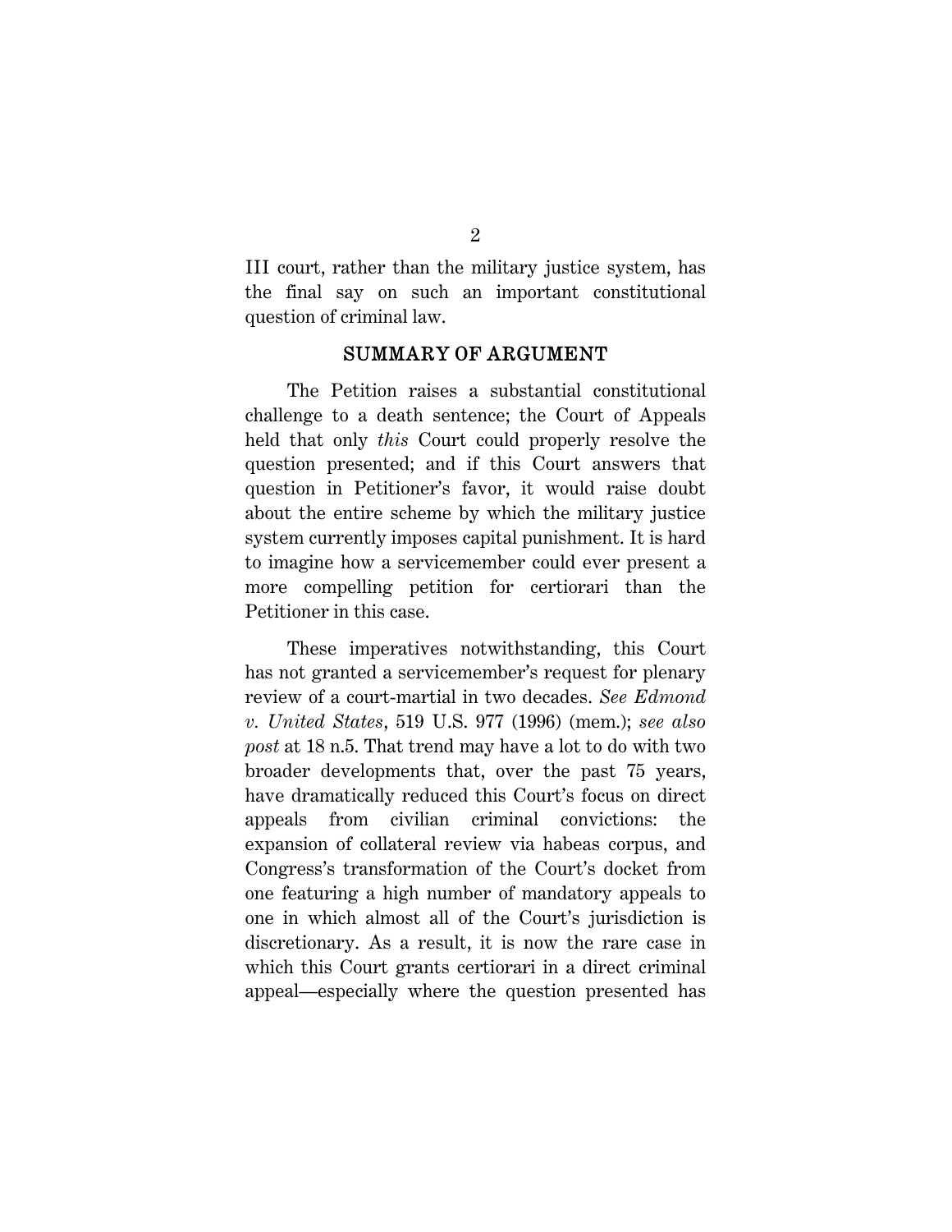III court, rather than the military justice system, has the final say on such an important constitutional question of criminal law.

## SUMMARY OF ARGUMENT

The Petition raises a substantial constitutional challenge to a death sentence; the Court of Appeals held that only *this* Court could properly resolve the question presented; and if this Court answers that question in Petitioner's favor, it would raise doubt about the entire scheme by which the military justice system currently imposes capital punishment. It is hard to imagine how a servicemember could ever present a more compelling petition for certiorari than the Petitioner in this case.

These imperatives notwithstanding, this Court has not granted a servicemember's request for plenary review of a court-martial in two decades. *See Edmond v. United States*, 519 U.S. 977 (1996) (mem.); *see also post* at 18 n.5. That trend may have a lot to do with two broader developments that, over the past 75 years, have dramatically reduced this Court's focus on direct appeals from civilian criminal convictions: the expansion of collateral review via habeas corpus, and Congress's transformation of the Court's docket from one featuring a high number of mandatory appeals to one in which almost all of the Court's jurisdiction is discretionary. As a result, it is now the rare case in which this Court grants certiorari in a direct criminal appeal—especially where the question presented has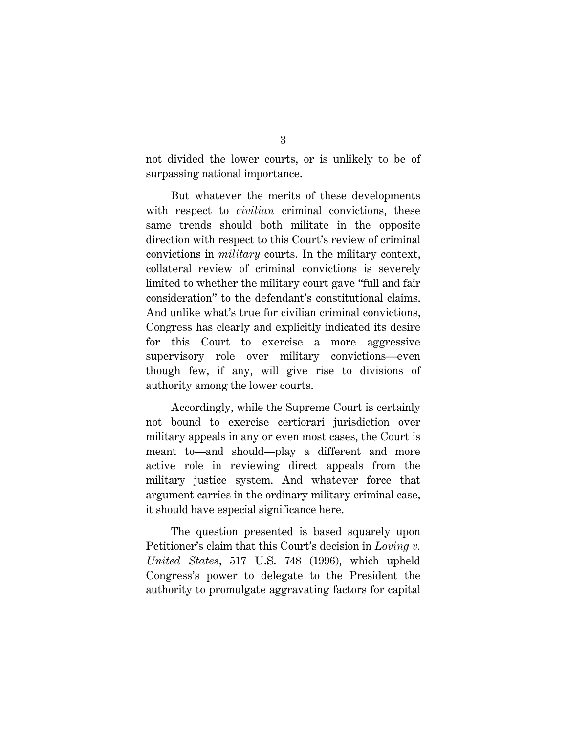not divided the lower courts, or is unlikely to be of surpassing national importance.

But whatever the merits of these developments with respect to *civilian* criminal convictions, these same trends should both militate in the opposite direction with respect to this Court's review of criminal convictions in *military* courts. In the military context, collateral review of criminal convictions is severely limited to whether the military court gave "full and fair consideration" to the defendant's constitutional claims. And unlike what's true for civilian criminal convictions, Congress has clearly and explicitly indicated its desire for this Court to exercise a more aggressive supervisory role over military convictions—even though few, if any, will give rise to divisions of authority among the lower courts.

Accordingly, while the Supreme Court is certainly not bound to exercise certiorari jurisdiction over military appeals in any or even most cases, the Court is meant to—and should—play a different and more active role in reviewing direct appeals from the military justice system. And whatever force that argument carries in the ordinary military criminal case, it should have especial significance here.

The question presented is based squarely upon Petitioner's claim that this Court's decision in *Loving v. United States*, 517 U.S. 748 (1996), which upheld Congress's power to delegate to the President the authority to promulgate aggravating factors for capital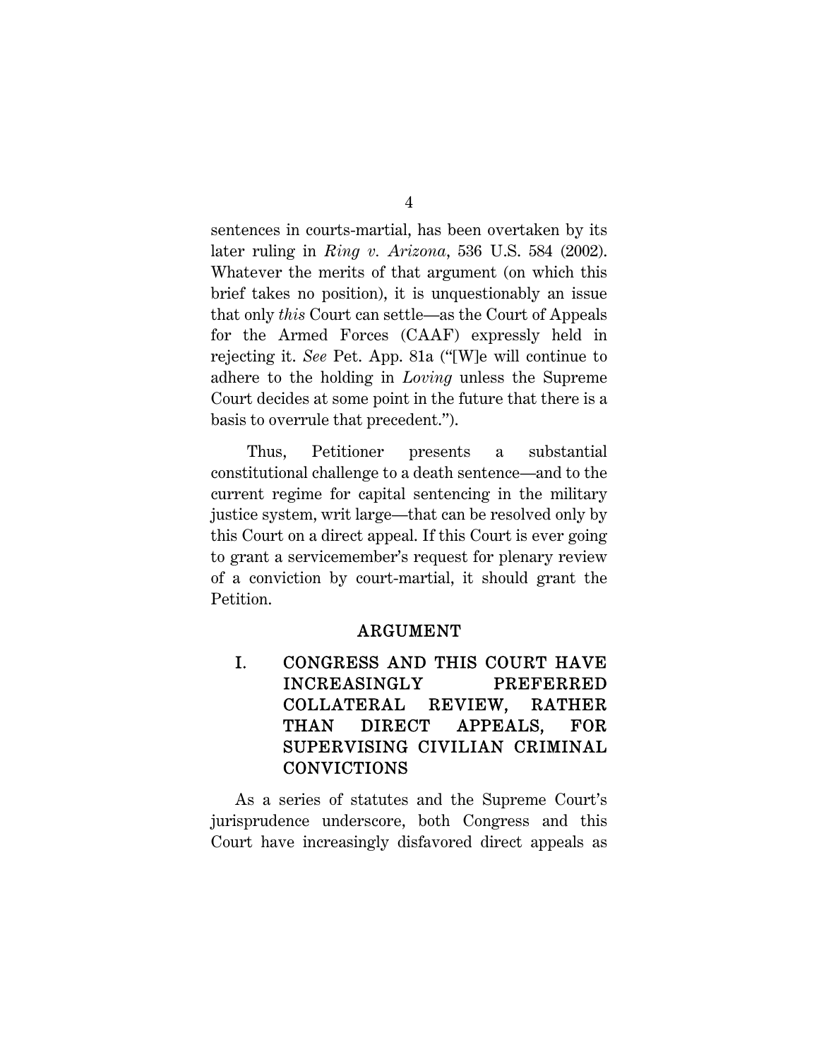sentences in courts-martial, has been overtaken by its later ruling in *Ring v. Arizona*, 536 U.S. 584 (2002). Whatever the merits of that argument (on which this brief takes no position), it is unquestionably an issue that only *this* Court can settle—as the Court of Appeals for the Armed Forces (CAAF) expressly held in rejecting it. *See* Pet. App. 81a ("[W]e will continue to adhere to the holding in *Loving* unless the Supreme Court decides at some point in the future that there is a basis to overrule that precedent.").

Thus, Petitioner presents a substantial constitutional challenge to a death sentence—and to the current regime for capital sentencing in the military justice system, writ large—that can be resolved only by this Court on a direct appeal. If this Court is ever going to grant a servicemember's request for plenary review of a conviction by court-martial, it should grant the Petition.

## ARGUMENT

### I. CONGRESS AND THIS COURT HAVE INCREASINGLY PREFERRED COLLATERAL REVIEW, RATHER THAN DIRECT APPEALS, FOR SUPERVISING CIVILIAN CRIMINAL CONVICTIONS

As a series of statutes and the Supreme Court's jurisprudence underscore, both Congress and this Court have increasingly disfavored direct appeals as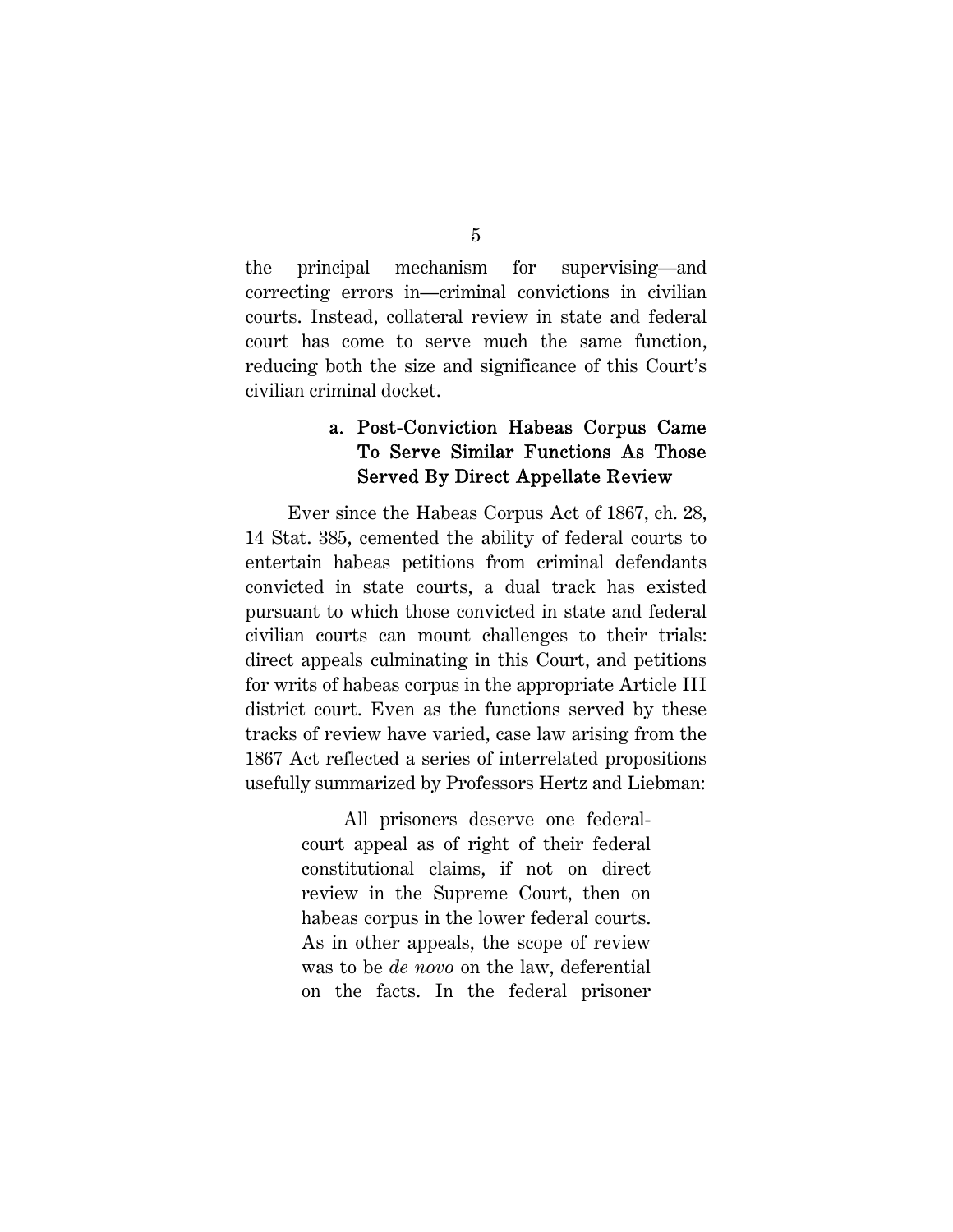the principal mechanism for supervising—and correcting errors in—criminal convictions in civilian courts. Instead, collateral review in state and federal court has come to serve much the same function, reducing both the size and significance of this Court's civilian criminal docket.

#### a. Post-Conviction Habeas Corpus Came To Serve Similar Functions As Those Served By Direct Appellate Review

Ever since the Habeas Corpus Act of 1867, ch. 28, 14 Stat. 385, cemented the ability of federal courts to entertain habeas petitions from criminal defendants convicted in state courts, a dual track has existed pursuant to which those convicted in state and federal civilian courts can mount challenges to their trials: direct appeals culminating in this Court, and petitions for writs of habeas corpus in the appropriate Article III district court. Even as the functions served by these tracks of review have varied, case law arising from the 1867 Act reflected a series of interrelated propositions usefully summarized by Professors Hertz and Liebman:

> All prisoners deserve one federal-court appeal as of right of their federal constitutional claims, if not on direct review in the Supreme Court, then on habeas corpus in the lower federal courts. As in other appeals, the scope of review was to be *de novo* on the law, deferential on the facts. In the federal prisoner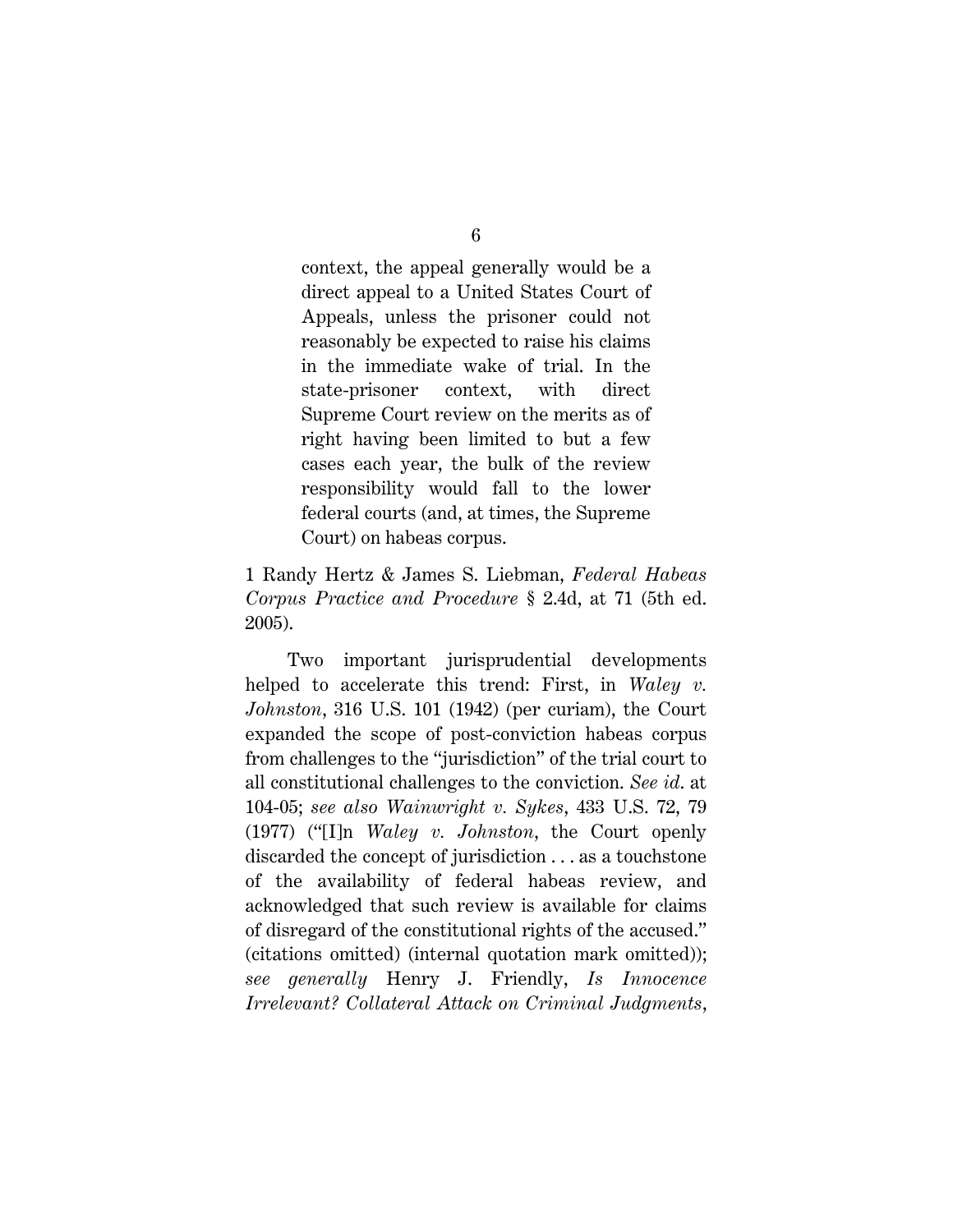> context, the appeal generally would be a direct appeal to a United States Court of Appeals, unless the prisoner could not reasonably be expected to raise his claims in the immediate wake of trial. In the state-prisoner context, with direct Supreme Court review on the merits as of right having been limited to but a few cases each year, the bulk of the review responsibility would fall to the lower federal courts (and, at times, the Supreme Court) on habeas corpus.

1 Randy Hertz & James S. Liebman, *Federal Habeas Corpus Practice and Procedure* § 2.4d, at 71 (5th ed. 2005).

Two important jurisprudential developments helped to accelerate this trend: First, in *Waley v. Johnston*, 316 U.S. 101 (1942) (per curiam), the Court expanded the scope of post-conviction habeas corpus from challenges to the "jurisdiction" of the trial court to all constitutional challenges to the conviction. *See id.* at 104-05; *see also Wainwright v. Sykes*, 433 U.S. 72, 79 (1977) ("[I]n *Waley v. Johnston*, the Court openly discarded the concept of jurisdiction . . . as a touchstone of the availability of federal habeas review, and acknowledged that such review is available for claims of disregard of the constitutional rights of the accused." (citations omitted) (internal quotation mark omitted)); *see generally* Henry J. Friendly, *Is Innocence Irrelevant? Collateral Attack on Criminal Judgments*,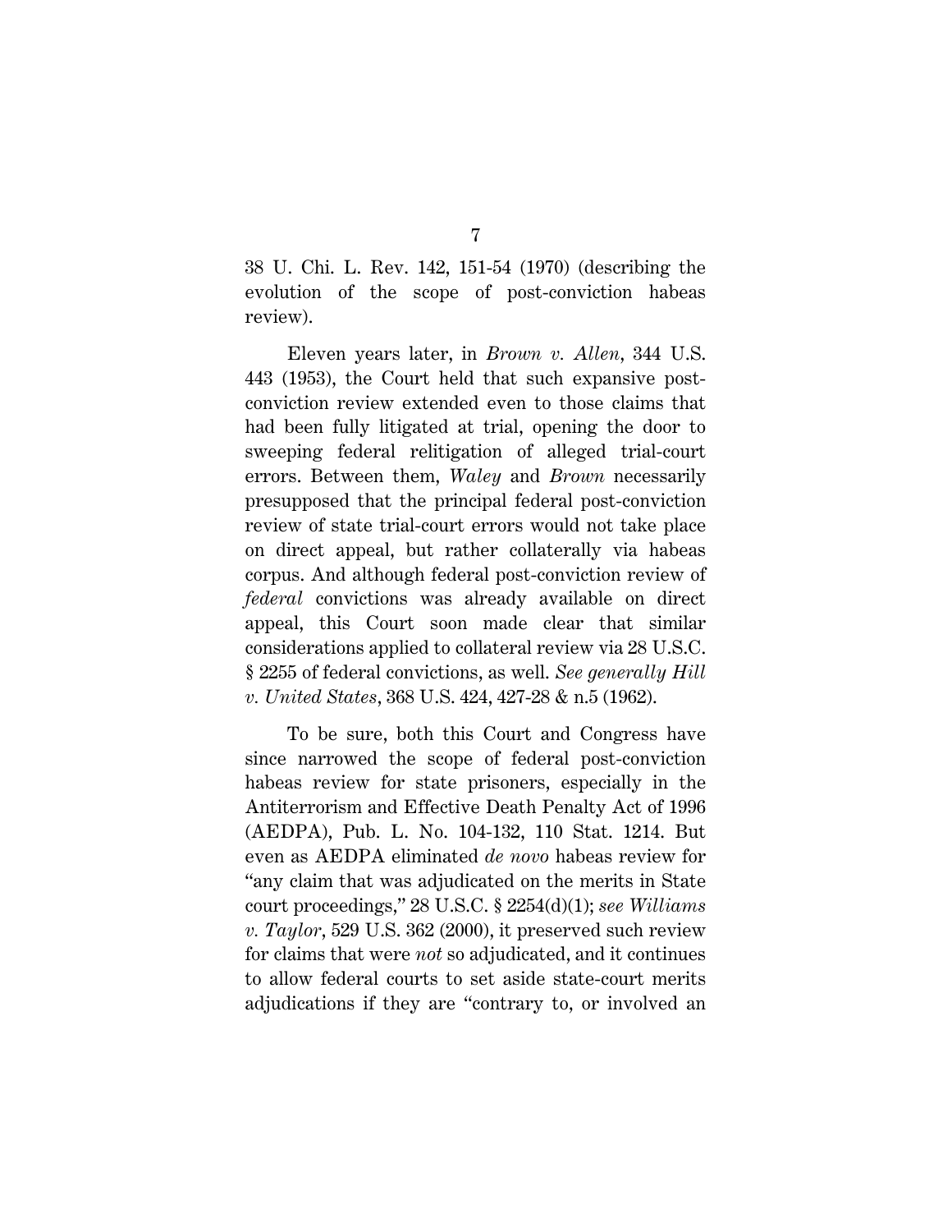38 U. Chi. L. Rev. 142, 151-54 (1970) (describing the evolution of the scope of post-conviction habeas review).

Eleven years later, in *Brown v. Allen*, 344 U.S. 443 (1953), the Court held that such expansive post-conviction review extended even to those claims that had been fully litigated at trial, opening the door to sweeping federal relitigation of alleged trial-court errors. Between them, *Waley* and *Brown* necessarily presupposed that the principal federal post-conviction review of state trial-court errors would not take place on direct appeal, but rather collaterally via habeas corpus. And although federal post-conviction review of *federal* convictions was already available on direct appeal, this Court soon made clear that similar considerations applied to collateral review via 28 U.S.C. § 2255 of federal convictions, as well. *See generally Hill v. United States*, 368 U.S. 424, 427-28 & n.5 (1962).

To be sure, both this Court and Congress have since narrowed the scope of federal post-conviction habeas review for state prisoners, especially in the Antiterrorism and Effective Death Penalty Act of 1996 (AEDPA), Pub. L. No. 104-132, 110 Stat. 1214. But even as AEDPA eliminated *de novo* habeas review for "any claim that was adjudicated on the merits in State court proceedings," 28 U.S.C. § 2254(d)(1); *see Williams v. Taylor*, 529 U.S. 362 (2000), it preserved such review for claims that were *not* so adjudicated, and it continues to allow federal courts to set aside state-court merits adjudications if they are "contrary to, or involved an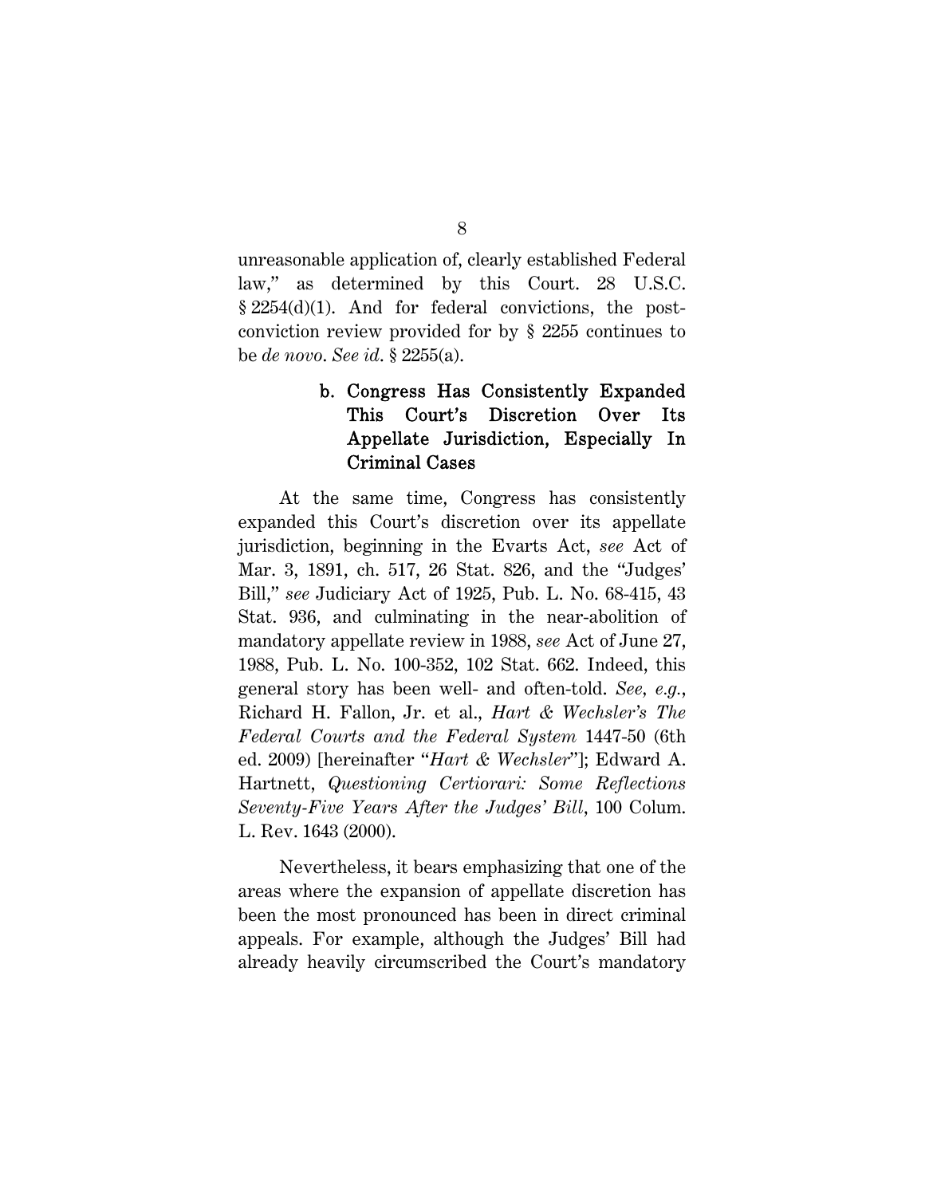unreasonable application of, clearly established Federal law," as determined by this Court. 28 U.S.C. § 2254(d)(1). And for federal convictions, the post-conviction review provided for by § 2255 continues to be *de novo*. *See id*. § 2255(a).

#### b. Congress Has Consistently Expanded This Court's Discretion Over Its Appellate Jurisdiction, Especially In Criminal Cases

At the same time, Congress has consistently expanded this Court's discretion over its appellate jurisdiction, beginning in the Evarts Act, *see* Act of Mar. 3, 1891, ch. 517, 26 Stat. 826, and the "Judges' Bill," *see* Judiciary Act of 1925, Pub. L. No. 68-415, 43 Stat. 936, and culminating in the near-abolition of mandatory appellate review in 1988, *see* Act of June 27, 1988, Pub. L. No. 100-352, 102 Stat. 662. Indeed, this general story has been well- and often-told. *See, e.g.*, Richard H. Fallon, Jr. et al., *Hart & Wechsler's The Federal Courts and the Federal System* 1447-50 (6th ed. 2009) [hereinafter "*Hart & Wechsler*"]; Edward A. Hartnett, *Questioning Certiorari: Some Reflections Seventy-Five Years After the Judges' Bill*, 100 Colum. L. Rev. 1643 (2000).

Nevertheless, it bears emphasizing that one of the areas where the expansion of appellate discretion has been the most pronounced has been in direct criminal appeals. For example, although the Judges' Bill had already heavily circumscribed the Court's mandatory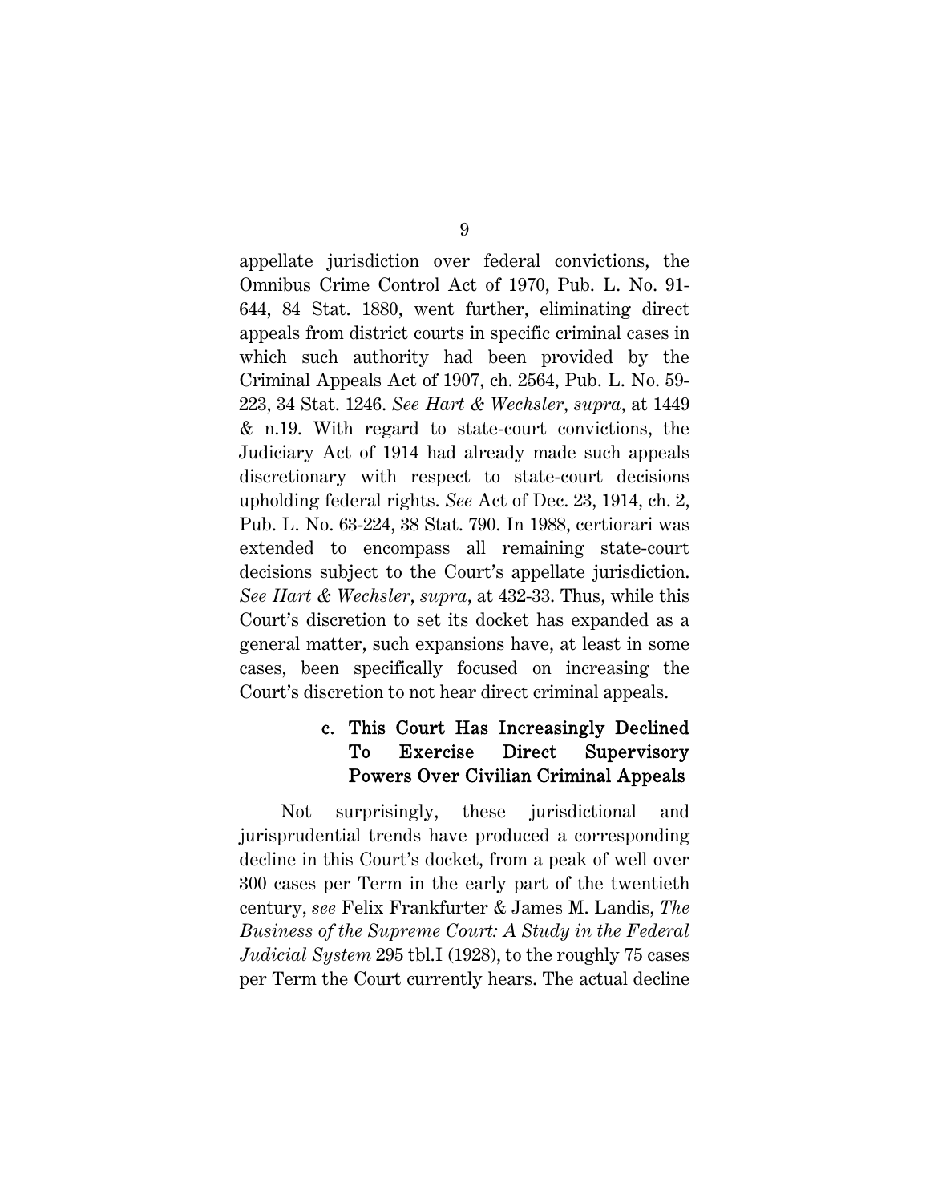appellate jurisdiction over federal convictions, the Omnibus Crime Control Act of 1970, Pub. L. No. 91-644, 84 Stat. 1880, went further, eliminating direct appeals from district courts in specific criminal cases in which such authority had been provided by the Criminal Appeals Act of 1907, ch. 2564, Pub. L. No. 59-223, 34 Stat. 1246. *See Hart & Wechsler*, *supra*, at 1449 & n.19. With regard to state-court convictions, the Judiciary Act of 1914 had already made such appeals discretionary with respect to state-court decisions upholding federal rights. *See* Act of Dec. 23, 1914, ch. 2, Pub. L. No. 63-224, 38 Stat. 790. In 1988, certiorari was extended to encompass all remaining state-court decisions subject to the Court's appellate jurisdiction. *See Hart & Wechsler*, *supra*, at 432-33. Thus, while this Court's discretion to set its docket has expanded as a general matter, such expansions have, at least in some cases, been specifically focused on increasing the Court's discretion to not hear direct criminal appeals.

#### c. This Court Has Increasingly Declined To Exercise Direct Supervisory Powers Over Civilian Criminal Appeals

Not surprisingly, these jurisdictional and jurisprudential trends have produced a corresponding decline in this Court's docket, from a peak of well over 300 cases per Term in the early part of the twentieth century, *see* Felix Frankfurter & James M. Landis, *The Business of the Supreme Court: A Study in the Federal Judicial System* 295 tbl.I (1928), to the roughly 75 cases per Term the Court currently hears. The actual decline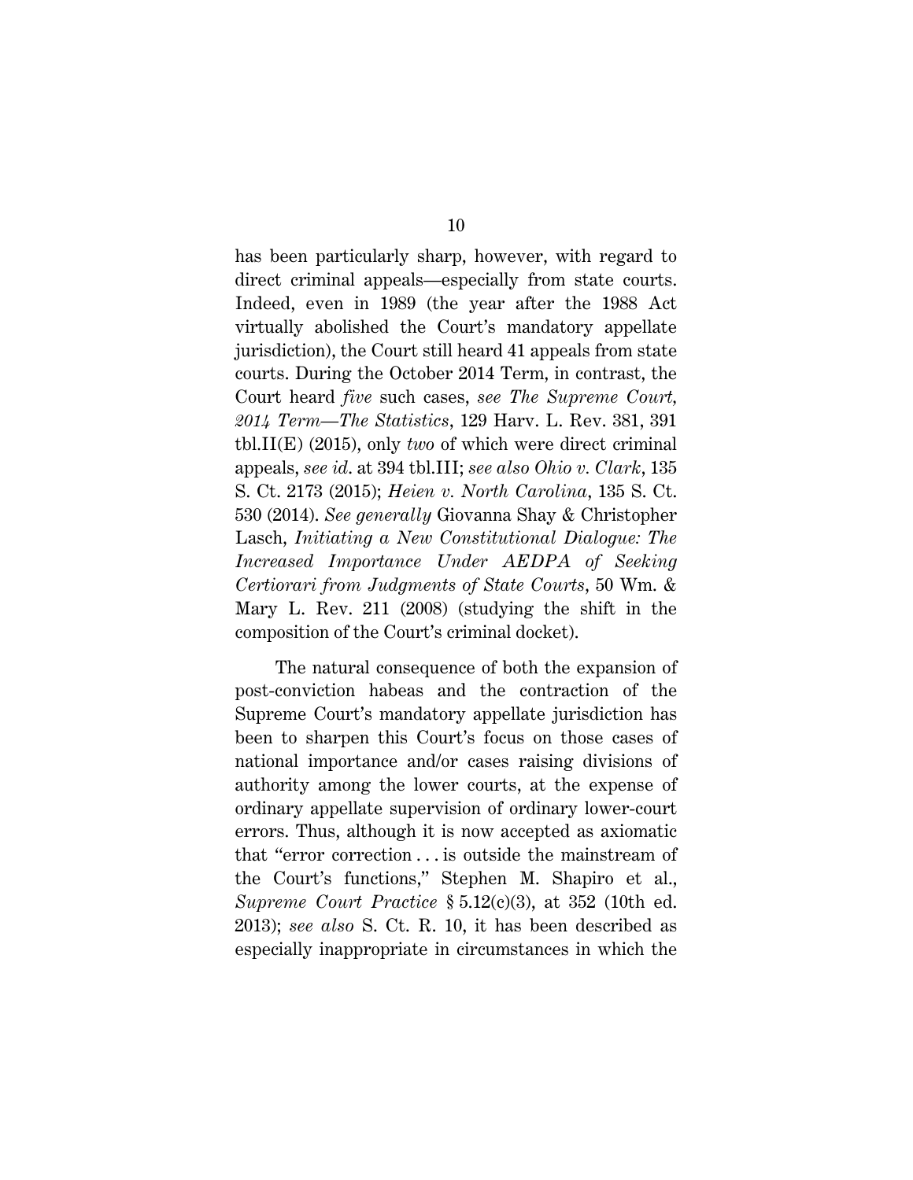has been particularly sharp, however, with regard to direct criminal appeals—especially from state courts. Indeed, even in 1989 (the year after the 1988 Act virtually abolished the Court's mandatory appellate jurisdiction), the Court still heard 41 appeals from state courts. During the October 2014 Term, in contrast, the Court heard *five* such cases, *see The Supreme Court, 2014 Term—The Statistics*, 129 Harv. L. Rev. 381, 391 tbl.II(E) (2015), only *two* of which were direct criminal appeals, *see id.* at 394 tbl.III; *see also Ohio v. Clark*, 135 S. Ct. 2173 (2015); *Heien v. North Carolina*, 135 S. Ct. 530 (2014). *See generally* Giovanna Shay & Christopher Lasch, *Initiating a New Constitutional Dialogue: The Increased Importance Under AEDPA of Seeking Certiorari from Judgments of State Courts*, 50 Wm. & Mary L. Rev. 211 (2008) (studying the shift in the composition of the Court's criminal docket).

The natural consequence of both the expansion of post-conviction habeas and the contraction of the Supreme Court's mandatory appellate jurisdiction has been to sharpen this Court's focus on those cases of national importance and/or cases raising divisions of authority among the lower courts, at the expense of ordinary appellate supervision of ordinary lower-court errors. Thus, although it is now accepted as axiomatic that "error correction . . . is outside the mainstream of the Court's functions," Stephen M. Shapiro et al., *Supreme Court Practice* § 5.12(c)(3), at 352 (10th ed. 2013); *see also* S. Ct. R. 10, it has been described as especially inappropriate in circumstances in which the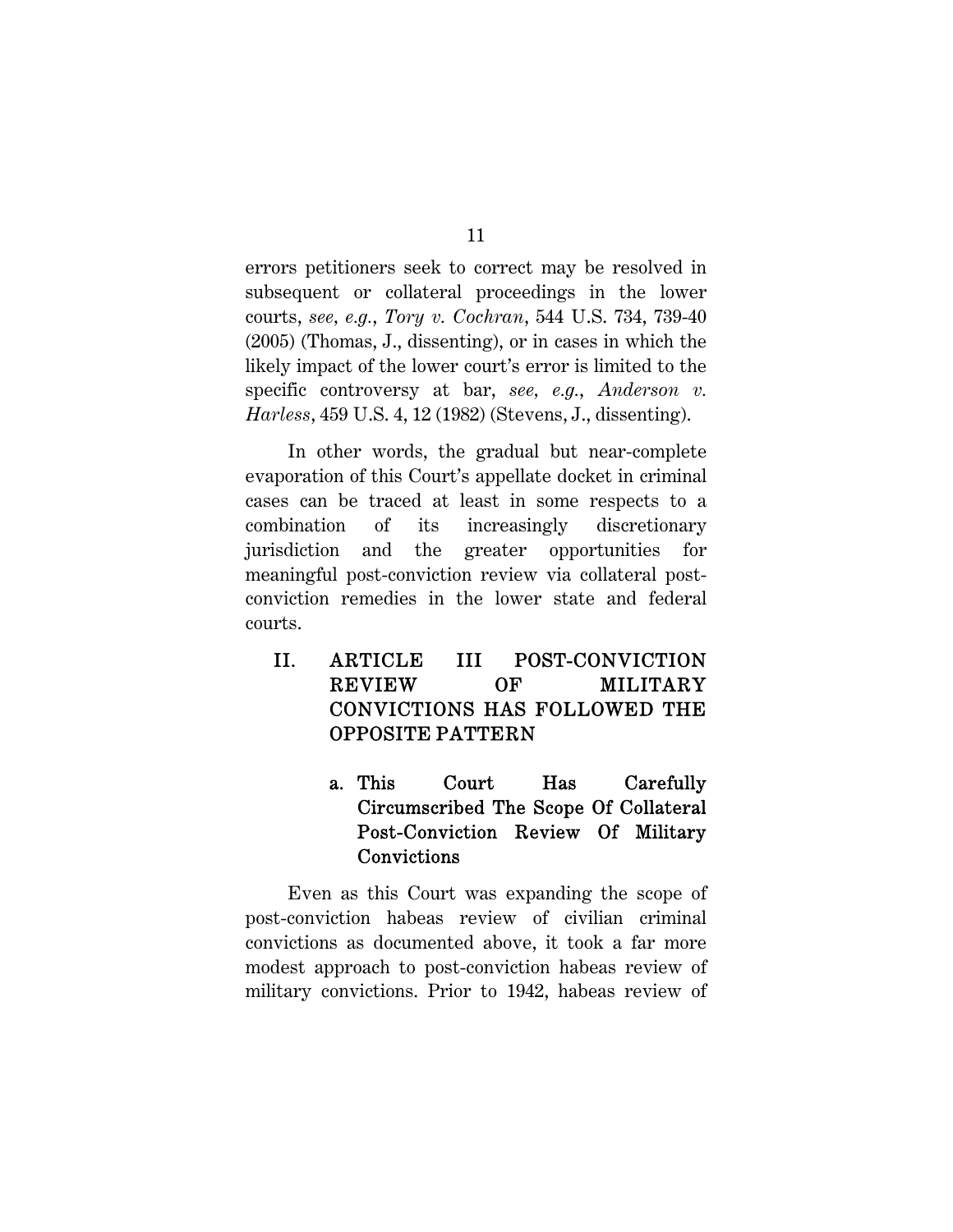errors petitioners seek to correct may be resolved in subsequent or collateral proceedings in the lower courts, *see, e.g.*, *Tory v. Cochran*, 544 U.S. 734, 739-40 (2005) (Thomas, J., dissenting), or in cases in which the likely impact of the lower court's error is limited to the specific controversy at bar, *see, e.g.*, *Anderson v. Harless*, 459 U.S. 4, 12 (1982) (Stevens, J., dissenting).

In other words, the gradual but near-complete evaporation of this Court's appellate docket in criminal cases can be traced at least in some respects to a combination of its increasingly discretionary jurisdiction and the greater opportunities for meaningful post-conviction review via collateral post-conviction remedies in the lower state and federal courts.

## II. ARTICLE III POST-CONVICTION REVIEW OF MILITARY CONVICTIONS HAS FOLLOWED THE OPPOSITE PATTERN

### a. This Court Has Carefully Circumscribed The Scope Of Collateral Post-Conviction Review Of Military Convictions

Even as this Court was expanding the scope of post-conviction habeas review of civilian criminal convictions as documented above, it took a far more modest approach to post-conviction habeas review of military convictions. Prior to 1942, habeas review of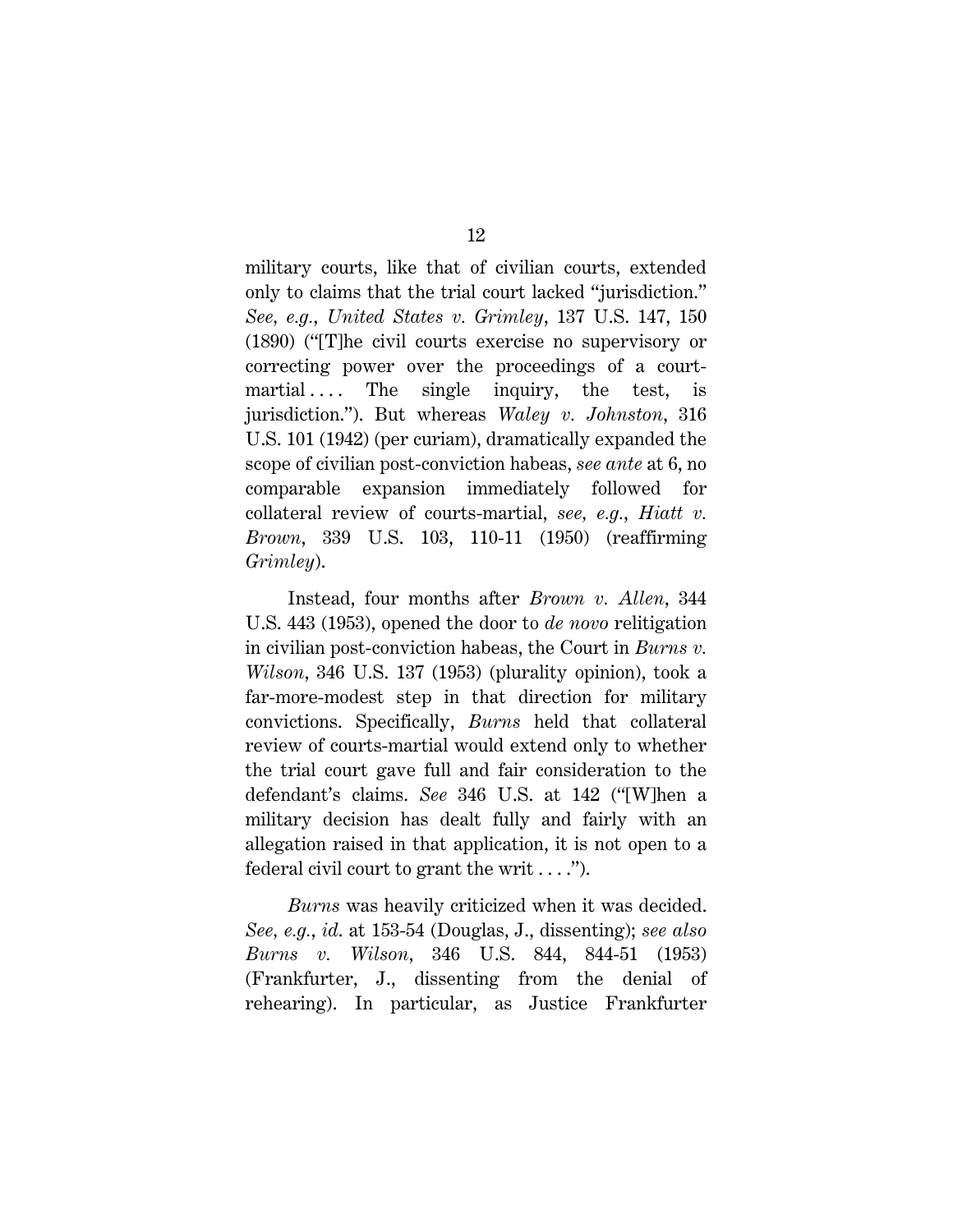military courts, like that of civilian courts, extended only to claims that the trial court lacked "jurisdiction." *See, e.g.*, *United States v. Grimley*, 137 U.S. 147, 150 (1890) ("[T]he civil courts exercise no supervisory or correcting power over the proceedings of a court-martial . . . . The single inquiry, the test, is jurisdiction."). But whereas *Waley v. Johnston*, 316 U.S. 101 (1942) (per curiam), dramatically expanded the scope of civilian post-conviction habeas, *see ante* at 6, no comparable expansion immediately followed for collateral review of courts-martial, *see, e.g.*, *Hiatt v. Brown*, 339 U.S. 103, 110-11 (1950) (reaffirming *Grimley*).

Instead, four months after *Brown v. Allen*, 344 U.S. 443 (1953), opened the door to *de novo* relitigation in civilian post-conviction habeas, the Court in *Burns v. Wilson*, 346 U.S. 137 (1953) (plurality opinion), took a far-more-modest step in that direction for military convictions. Specifically, *Burns* held that collateral review of courts-martial would extend only to whether the trial court gave full and fair consideration to the defendant's claims. *See* 346 U.S. at 142 ("[W]hen a military decision has dealt fully and fairly with an allegation raised in that application, it is not open to a federal civil court to grant the writ . . . .").

*Burns* was heavily criticized when it was decided. *See, e.g.*, *id.* at 153-54 (Douglas, J., dissenting); *see also Burns v. Wilson*, 346 U.S. 844, 844-51 (1953) (Frankfurter, J., dissenting from the denial of rehearing). In particular, as Justice Frankfurter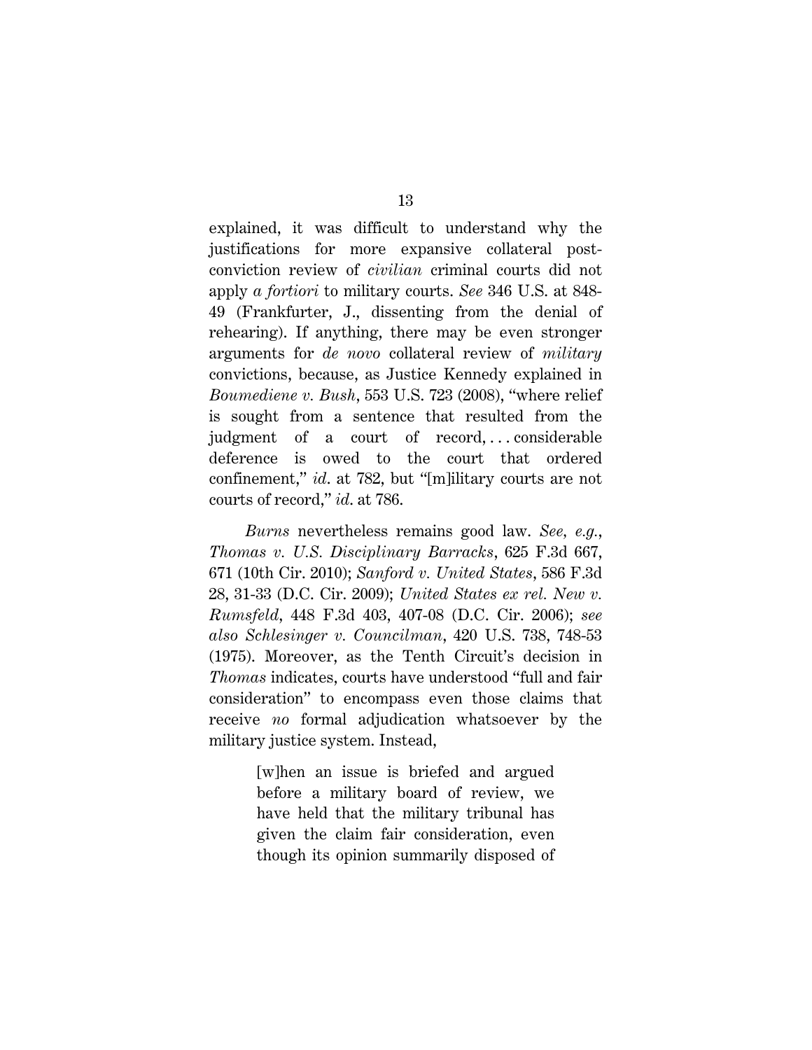explained, it was difficult to understand why the justifications for more expansive collateral post-conviction review of *civilian* criminal courts did not apply *a fortiori* to military courts. *See* 346 U.S. at 848-49 (Frankfurter, J., dissenting from the denial of rehearing). If anything, there may be even stronger arguments for *de novo* collateral review of *military* convictions, because, as Justice Kennedy explained in *Boumediene v. Bush*, 553 U.S. 723 (2008), "where relief is sought from a sentence that resulted from the judgment of a court of record, . . . considerable deference is owed to the court that ordered confinement," *id*. at 782, but "[m]ilitary courts are not courts of record," *id*. at 786.

*Burns* nevertheless remains good law. *See, e.g.*, *Thomas v. U.S. Disciplinary Barracks*, 625 F.3d 667, 671 (10th Cir. 2010); *Sanford v. United States*, 586 F.3d 28, 31-33 (D.C. Cir. 2009); *United States ex rel. New v. Rumsfeld*, 448 F.3d 403, 407-08 (D.C. Cir. 2006); *see also Schlesinger v. Councilman*, 420 U.S. 738, 748-53 (1975). Moreover, as the Tenth Circuit's decision in *Thomas* indicates, courts have understood "full and fair consideration" to encompass even those claims that receive *no* formal adjudication whatsoever by the military justice system. Instead,

> [w]hen an issue is briefed and argued before a military board of review, we have held that the military tribunal has given the claim fair consideration, even though its opinion summarily disposed of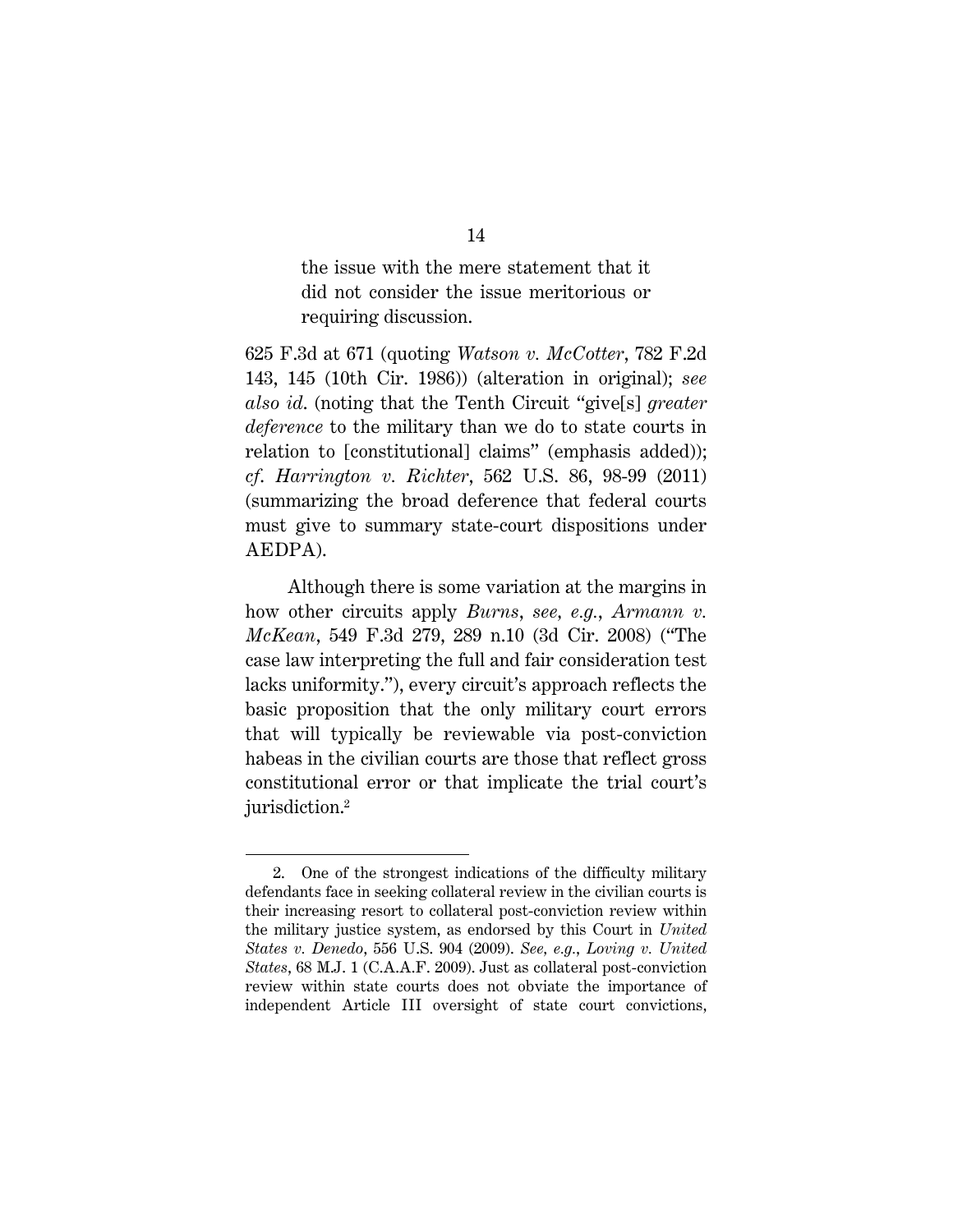> the issue with the mere statement that it did not consider the issue meritorious or requiring discussion.

625 F.3d at 671 (quoting *Watson v. McCotter*, 782 F.2d 143, 145 (10th Cir. 1986)) (alteration in original); *see also id.* (noting that the Tenth Circuit "give[s] *greater deference* to the military than we do to state courts in relation to [constitutional] claims" (emphasis added)); *cf. Harrington v. Richter*, 562 U.S. 86, 98-99 (2011) (summarizing the broad deference that federal courts must give to summary state-court dispositions under AEDPA).

Although there is some variation at the margins in how other circuits apply *Burns*, *see, e.g.*, *Armann v. McKean*, 549 F.3d 279, 289 n.10 (3d Cir. 2008) ("The case law interpreting the full and fair consideration test lacks uniformity."), every circuit's approach reflects the basic proposition that the only military court errors that will typically be reviewable via post-conviction habeas in the civilian courts are those that reflect gross constitutional error or that implicate the trial court's jurisdiction.[2]

---

2. One of the strongest indications of the difficulty military defendants face in seeking collateral review in the civilian courts is their increasing resort to collateral post-conviction review within the military justice system, as endorsed by this Court in *United States v. Denedo*, 556 U.S. 904 (2009). *See, e.g.*, *Loving v. United States*, 68 M.J. 1 (C.A.A.F. 2009). Just as collateral post-conviction review within state courts does not obviate the importance of independent Article III oversight of state court convictions,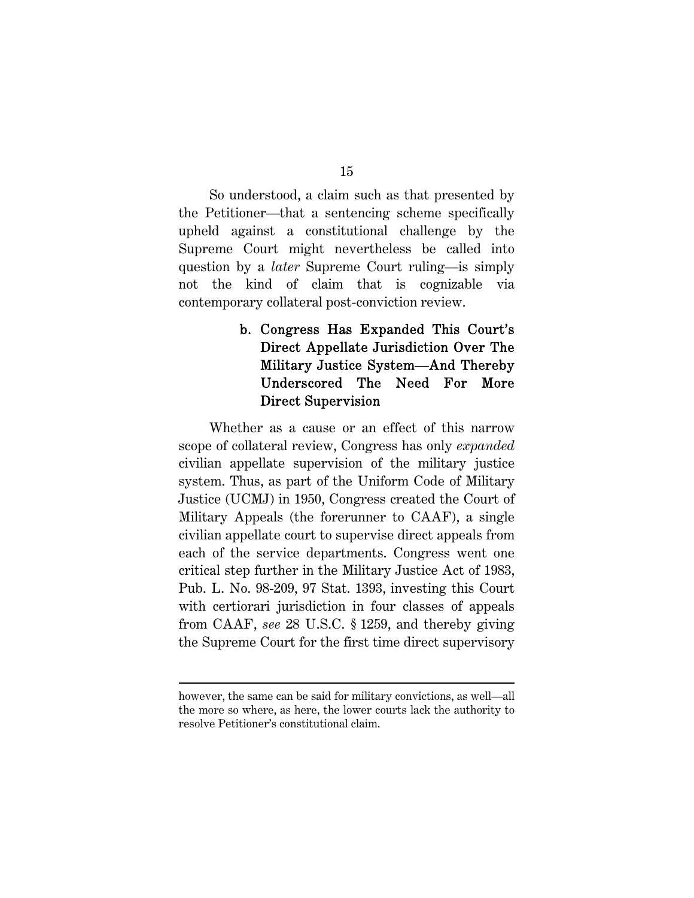So understood, a claim such as that presented by the Petitioner—that a sentencing scheme specifically upheld against a constitutional challenge by the Supreme Court might nevertheless be called into question by a *later* Supreme Court ruling—is simply not the kind of claim that is cognizable via contemporary collateral post-conviction review.

### b. Congress Has Expanded This Court's Direct Appellate Jurisdiction Over The Military Justice System—And Thereby Underscored The Need For More Direct Supervision

Whether as a cause or an effect of this narrow scope of collateral review, Congress has only *expanded* civilian appellate supervision of the military justice system. Thus, as part of the Uniform Code of Military Justice (UCMJ) in 1950, Congress created the Court of Military Appeals (the forerunner to CAAF), a single civilian appellate court to supervise direct appeals from each of the service departments. Congress went one critical step further in the Military Justice Act of 1983, Pub. L. No. 98-209, 97 Stat. 1393, investing this Court with certiorari jurisdiction in four classes of appeals from CAAF, *see* 28 U.S.C. § 1259, and thereby giving the Supreme Court for the first time direct supervisory

---

however, the same can be said for military convictions, as well—all the more so where, as here, the lower courts lack the authority to resolve Petitioner's constitutional claim.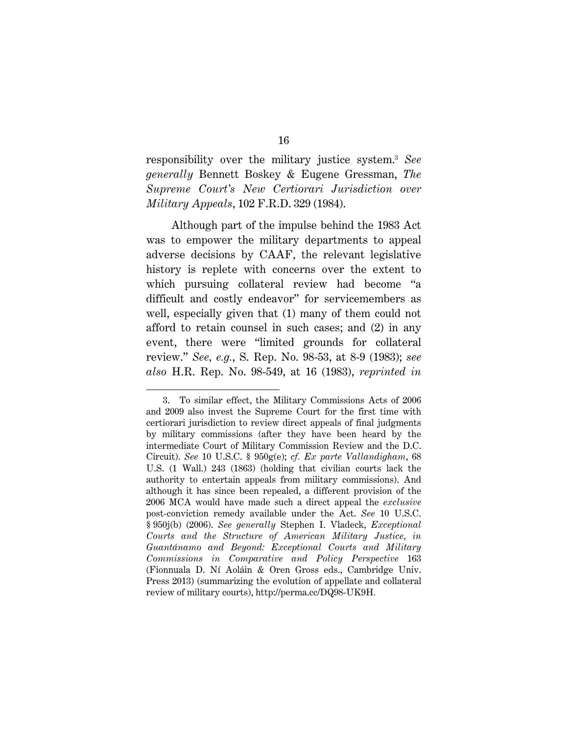responsibility over the military justice system.[3] *See generally* Bennett Boskey & Eugene Gressman, *The Supreme Court's New Certiorari Jurisdiction over Military Appeals*, 102 F.R.D. 329 (1984).

Although part of the impulse behind the 1983 Act was to empower the military departments to appeal adverse decisions by CAAF, the relevant legislative history is replete with concerns over the extent to which pursuing collateral review had become "a difficult and costly endeavor" for servicemembers as well, especially given that (1) many of them could not afford to retain counsel in such cases; and (2) in any event, there were "limited grounds for collateral review." *See, e.g.*, S. Rep. No. 98-53, at 8-9 (1983); *see also* H.R. Rep. No. 98-549, at 16 (1983), *reprinted in*

---

3. To similar effect, the Military Commissions Acts of 2006 and 2009 also invest the Supreme Court for the first time with certiorari jurisdiction to review direct appeals of final judgments by military commissions (after they have been heard by the intermediate Court of Military Commission Review and the D.C. Circuit). *See* 10 U.S.C. § 950g(e); *cf. Ex parte Vallandigham*, 68 U.S. (1 Wall.) 243 (1863) (holding that civilian courts lack the authority to entertain appeals from military commissions). And although it has since been repealed, a different provision of the 2006 MCA would have made such a direct appeal the *exclusive* post-conviction remedy available under the Act. *See* 10 U.S.C. § 950j(b) (2006). *See generally* Stephen I. Vladeck, *Exceptional Courts and the Structure of American Military Justice*, *in Guantánamo and Beyond: Exceptional Courts and Military Commissions in Comparative and Policy Perspective* 163 (Fionnuala D. Ní Aoláin & Oren Gross eds., Cambridge Univ. Press 2013) (summarizing the evolution of appellate and collateral review of military courts), http://perma.cc/DQ98-UK9H.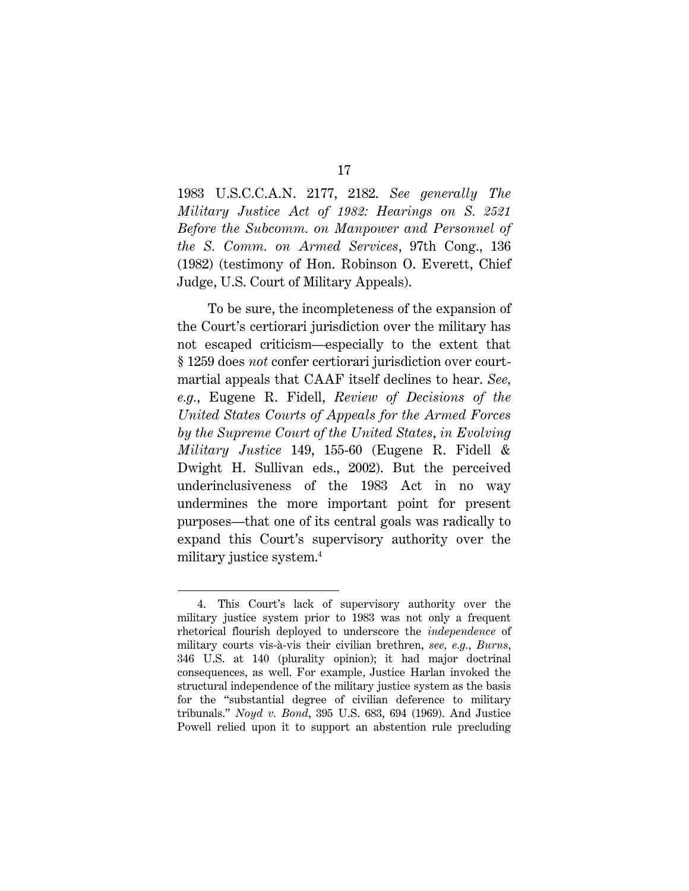1983 U.S.C.C.A.N. 2177, 2182. *See generally The Military Justice Act of 1982: Hearings on S. 2521 Before the Subcomm. on Manpower and Personnel of the S. Comm. on Armed Services*, 97th Cong., 136 (1982) (testimony of Hon. Robinson O. Everett, Chief Judge, U.S. Court of Military Appeals).

To be sure, the incompleteness of the expansion of the Court's certiorari jurisdiction over the military has not escaped criticism—especially to the extent that § 1259 does *not* confer certiorari jurisdiction over court-martial appeals that CAAF itself declines to hear. *See, e.g.*, Eugene R. Fidell, *Review of Decisions of the United States Courts of Appeals for the Armed Forces by the Supreme Court of the United States*, *in Evolving Military Justice* 149, 155-60 (Eugene R. Fidell & Dwight H. Sullivan eds., 2002). But the perceived underinclusiveness of the 1983 Act in no way undermines the more important point for present purposes—that one of its central goals was radically to expand this Court's supervisory authority over the military justice system.[4]

---

4. This Court's lack of supervisory authority over the military justice system prior to 1983 was not only a frequent rhetorical flourish deployed to underscore the *independence* of military courts vis-à-vis their civilian brethren, *see, e.g.*, *Burns*, 346 U.S. at 140 (plurality opinion); it had major doctrinal consequences, as well. For example, Justice Harlan invoked the structural independence of the military justice system as the basis for the "substantial degree of civilian deference to military tribunals." *Noyd v. Bond*, 395 U.S. 683, 694 (1969). And Justice Powell relied upon it to support an abstention rule precluding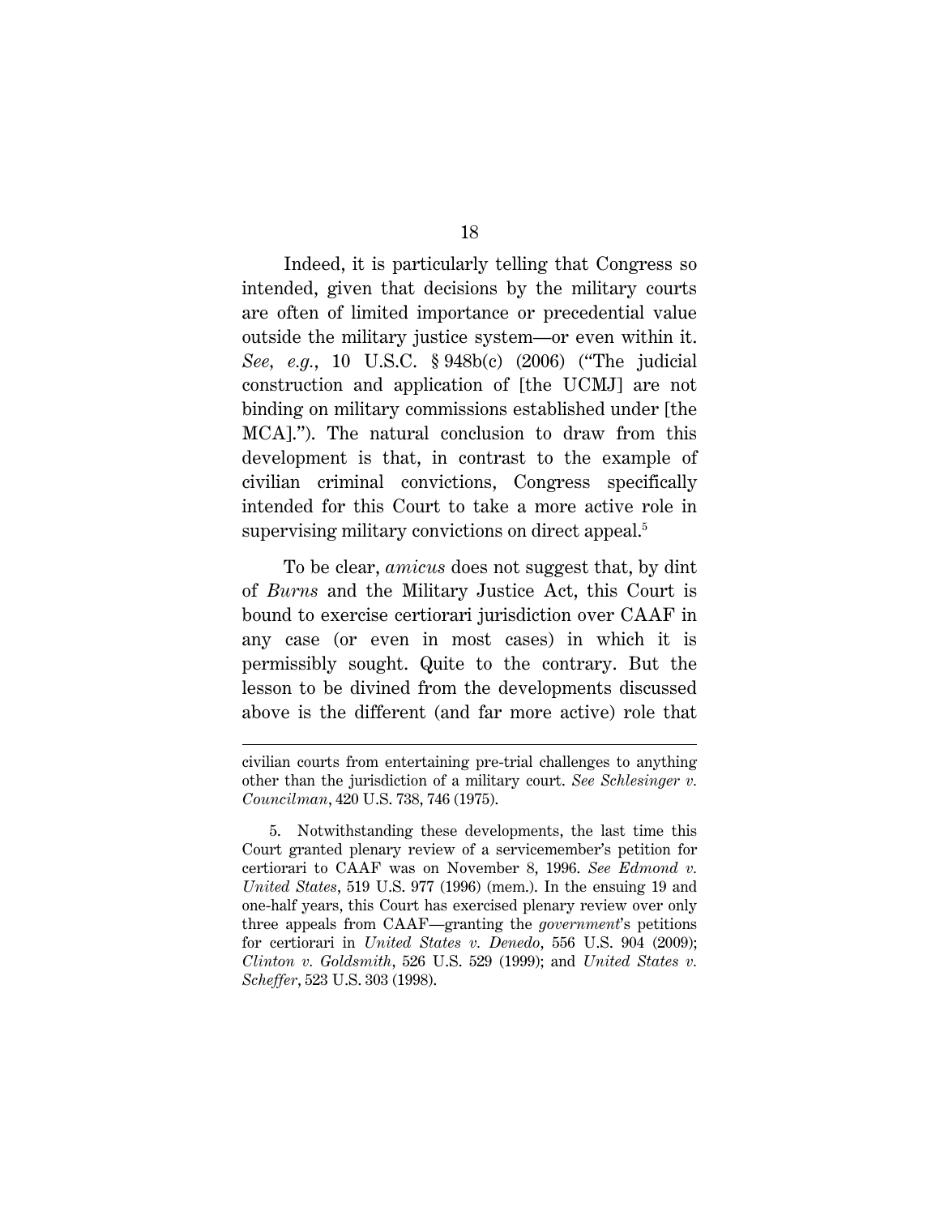Indeed, it is particularly telling that Congress so intended, given that decisions by the military courts are often of limited importance or precedential value outside the military justice system—or even within it. *See, e.g.*, 10 U.S.C. § 948b(c) (2006) ("The judicial construction and application of [the UCMJ] are not binding on military commissions established under [the MCA]."). The natural conclusion to draw from this development is that, in contrast to the example of civilian criminal convictions, Congress specifically intended for this Court to take a more active role in supervising military convictions on direct appeal.[5]

To be clear, *amicus* does not suggest that, by dint of *Burns* and the Military Justice Act, this Court is bound to exercise certiorari jurisdiction over CAAF in any case (or even in most cases) in which it is permissibly sought. Quite to the contrary. But the lesson to be divined from the developments discussed above is the different (and far more active) role that

---

civilian courts from entertaining pre-trial challenges to anything other than the jurisdiction of a military court. *See Schlesinger v. Councilman*, 420 U.S. 738, 746 (1975).

5. Notwithstanding these developments, the last time this Court granted plenary review of a servicemember's petition for certiorari to CAAF was on November 8, 1996. *See Edmond v. United States*, 519 U.S. 977 (1996) (mem.). In the ensuing 19 and one-half years, this Court has exercised plenary review over only three appeals from CAAF—granting the *government*'s petitions for certiorari in *United States v. Denedo*, 556 U.S. 904 (2009); *Clinton v. Goldsmith*, 526 U.S. 529 (1999); and *United States v. Scheffer*, 523 U.S. 303 (1998).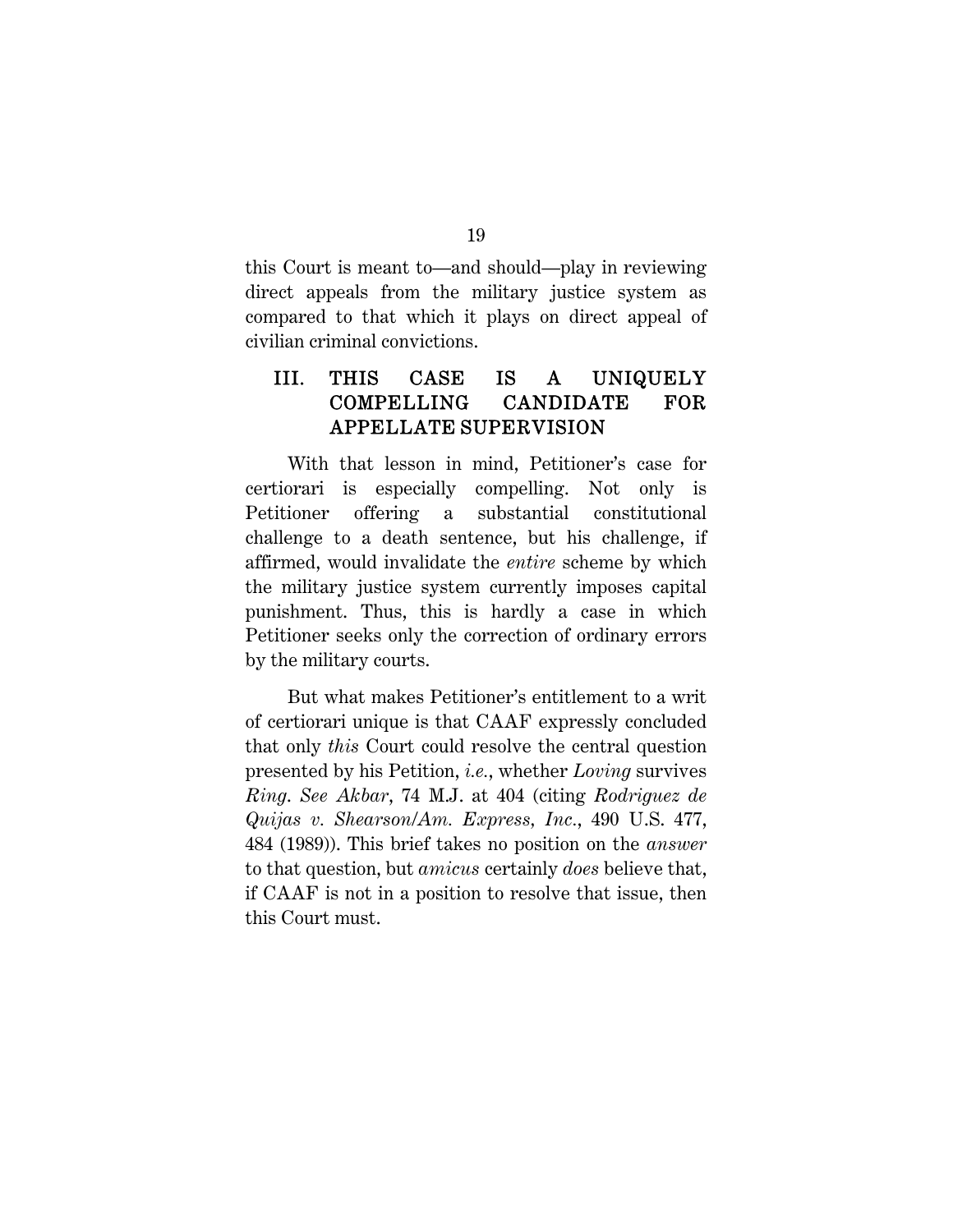this Court is meant to—and should—play in reviewing direct appeals from the military justice system as compared to that which it plays on direct appeal of civilian criminal convictions.

## III. THIS CASE IS A UNIQUELY COMPELLING CANDIDATE FOR APPELLATE SUPERVISION

With that lesson in mind, Petitioner's case for certiorari is especially compelling. Not only is Petitioner offering a substantial constitutional challenge to a death sentence, but his challenge, if affirmed, would invalidate the *entire* scheme by which the military justice system currently imposes capital punishment. Thus, this is hardly a case in which Petitioner seeks only the correction of ordinary errors by the military courts.

But what makes Petitioner's entitlement to a writ of certiorari unique is that CAAF expressly concluded that only *this* Court could resolve the central question presented by his Petition, *i.e.*, whether *Loving* survives *Ring*. *See Akbar*, 74 M.J. at 404 (citing *Rodriguez de Quijas v. Shearson/Am. Express, Inc.*, 490 U.S. 477, 484 (1989)). This brief takes no position on the *answer* to that question, but *amicus* certainly *does* believe that, if CAAF is not in a position to resolve that issue, then this Court must.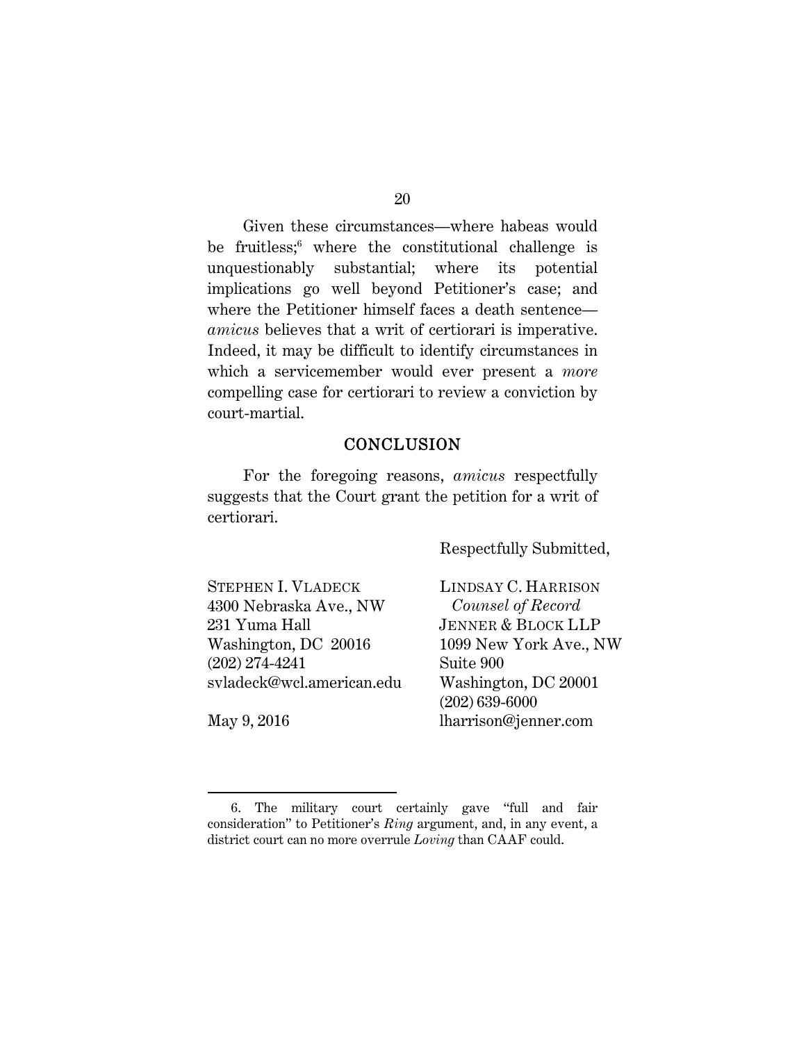Given these circumstances—where habeas would be fruitless;[6] where the constitutional challenge is unquestionably substantial; where its potential implications go well beyond Petitioner's case; and where the Petitioner himself faces a death sentence—*amicus* believes that a writ of certiorari is imperative. Indeed, it may be difficult to identify circumstances in which a servicemember would ever present a *more* compelling case for certiorari to review a conviction by court-martial.

## CONCLUSION

For the foregoing reasons, *amicus* respectfully suggests that the Court grant the petition for a writ of certiorari.

Respectfully Submitted,

STEPHEN I. VLADECK
4300 Nebraska Ave., NW
231 Yuma Hall
Washington, DC 20016
(202) 274-4241
svladeck@wcl.american.edu

LINDSAY C. HARRISON
*Counsel of Record*
JENNER & BLOCK LLP
1099 New York Ave., NW
Suite 900
Washington, DC 20001
(202) 639-6000
lharrison@jenner.com

May 9, 2016

---

6. The military court certainly gave "full and fair consideration" to Petitioner's *Ring* argument, and, in any event, a district court can no more overrule *Loving* than CAAF could.